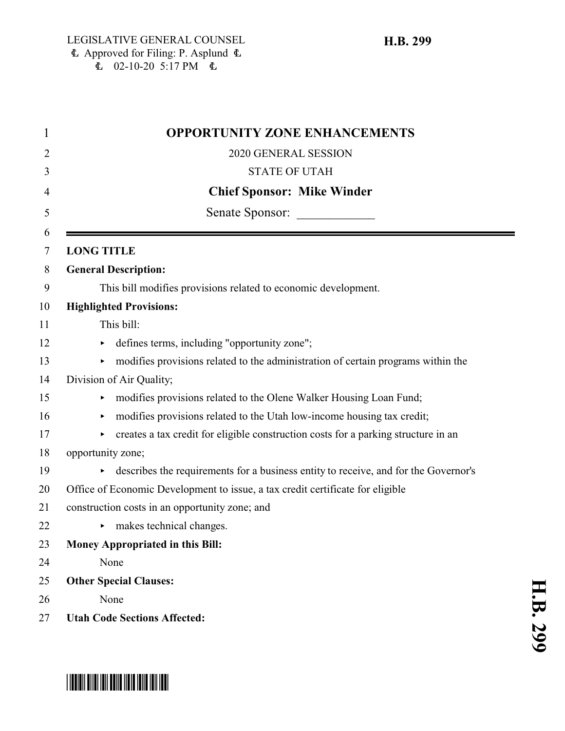LEGISLATIVE GENERAL COUNSEL
Approved for Filing: P. Asplund
02-10-20 5:17 PM

**H.B. 299**

# OPPORTUNITY ZONE ENHANCEMENTS

2020 GENERAL SESSION

STATE OF UTAH

**Chief Sponsor: Mike Winder**

Senate Sponsor: ____________

**LONG TITLE**

**General Description:**

This bill modifies provisions related to economic development.

**Highlighted Provisions:**

This bill:

- defines terms, including "opportunity zone";
- modifies provisions related to the administration of certain programs within the Division of Air Quality;
- modifies provisions related to the Olene Walker Housing Loan Fund;
- modifies provisions related to the Utah low-income housing tax credit;
- creates a tax credit for eligible construction costs for a parking structure in an opportunity zone;
- describes the requirements for a business entity to receive, and for the Governor's Office of Economic Development to issue, a tax credit certificate for eligible construction costs in an opportunity zone; and
- makes technical changes.

**Money Appropriated in this Bill:**

None

**Other Special Clauses:**

None

**Utah Code Sections Affected:**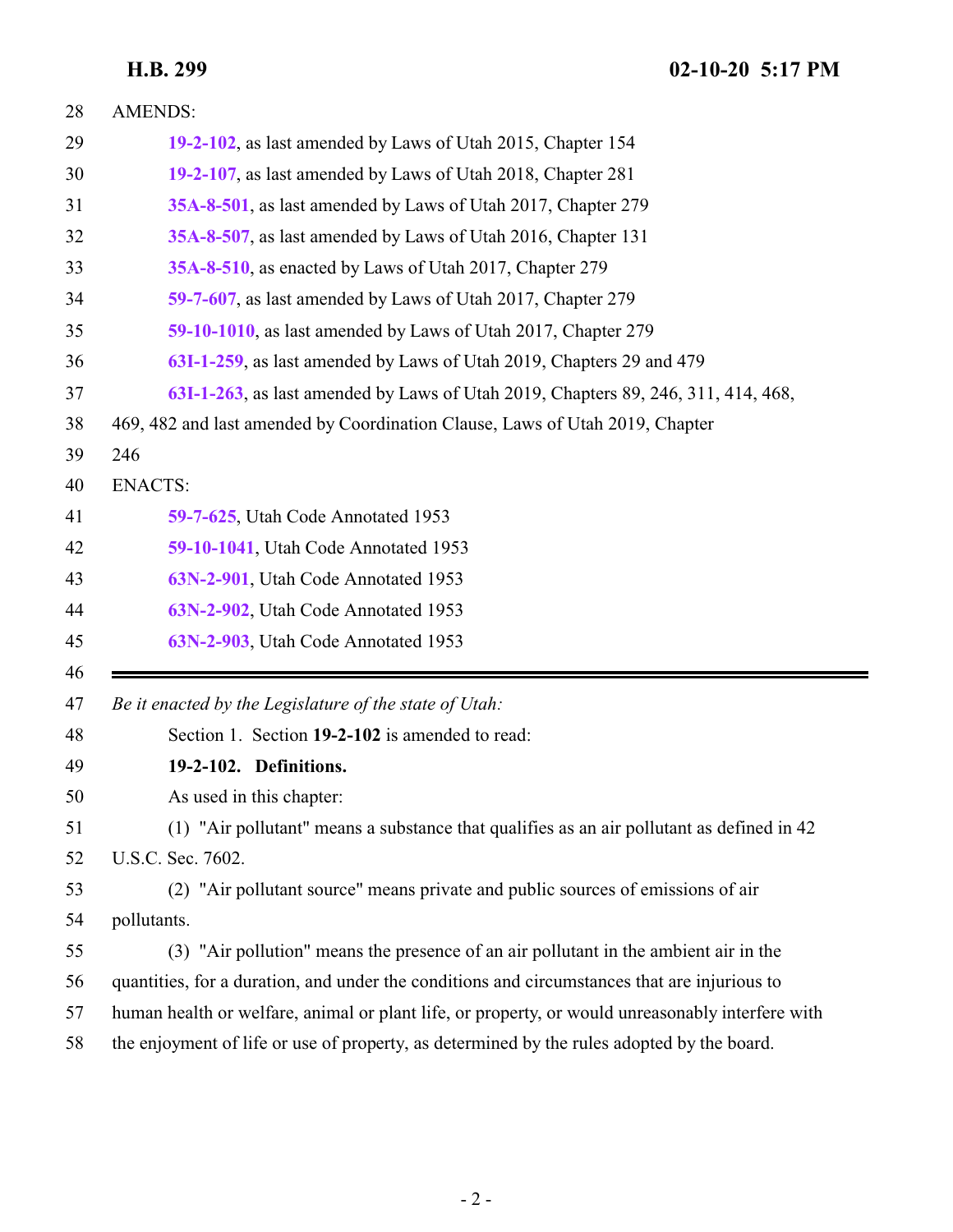AMENDS:

**19-2-102**, as last amended by Laws of Utah 2015, Chapter 154

**19-2-107**, as last amended by Laws of Utah 2018, Chapter 281

**35A-8-501**, as last amended by Laws of Utah 2017, Chapter 279

**35A-8-507**, as last amended by Laws of Utah 2016, Chapter 131

**35A-8-510**, as enacted by Laws of Utah 2017, Chapter 279

**59-7-607**, as last amended by Laws of Utah 2017, Chapter 279

**59-10-1010**, as last amended by Laws of Utah 2017, Chapter 279

**63I-1-259**, as last amended by Laws of Utah 2019, Chapters 29 and 479

**63I-1-263**, as last amended by Laws of Utah 2019, Chapters 89, 246, 311, 414, 468, 469, 482 and last amended by Coordination Clause, Laws of Utah 2019, Chapter 246

ENACTS:

**59-7-625**, Utah Code Annotated 1953

**59-10-1041**, Utah Code Annotated 1953

**63N-2-901**, Utah Code Annotated 1953

**63N-2-902**, Utah Code Annotated 1953

**63N-2-903**, Utah Code Annotated 1953

---

*Be it enacted by the Legislature of the state of Utah:*

Section 1. Section **19-2-102** is amended to read:

**19-2-102. Definitions.**

As used in this chapter:

(1) "Air pollutant" means a substance that qualifies as an air pollutant as defined in 42 U.S.C. Sec. 7602.

(2) "Air pollutant source" means private and public sources of emissions of air pollutants.

(3) "Air pollution" means the presence of an air pollutant in the ambient air in the quantities, for a duration, and under the conditions and circumstances that are injurious to human health or welfare, animal or plant life, or property, or would unreasonably interfere with the enjoyment of life or use of property, as determined by the rules adopted by the board.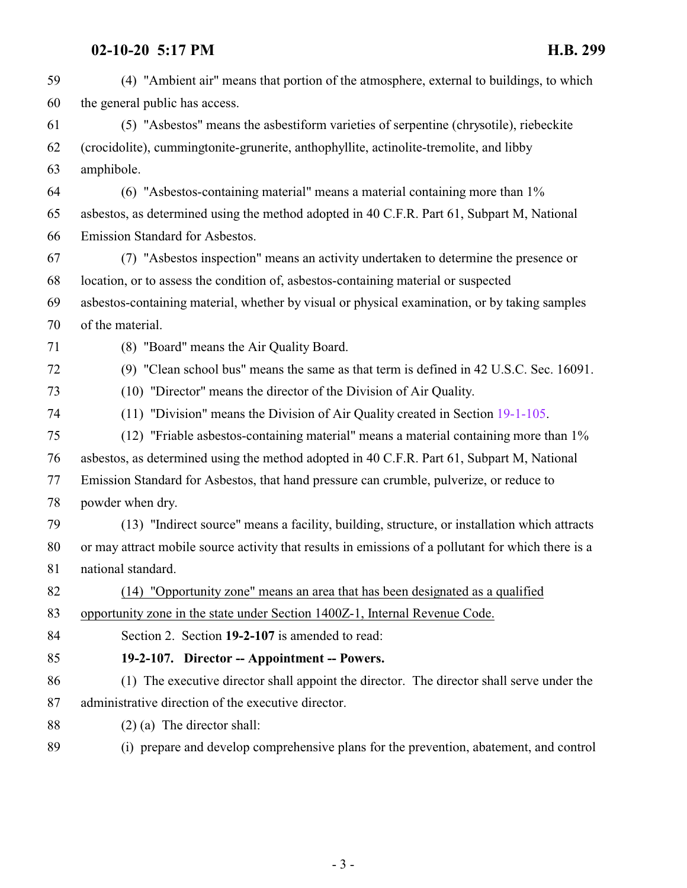(4) "Ambient air" means that portion of the atmosphere, external to buildings, to which the general public has access.

(5) "Asbestos" means the asbestiform varieties of serpentine (chrysotile), riebeckite (crocidolite), cummingtonite-grunerite, anthophyllite, actinolite-tremolite, and libby amphibole.

(6) "Asbestos-containing material" means a material containing more than 1% asbestos, as determined using the method adopted in 40 C.F.R. Part 61, Subpart M, National Emission Standard for Asbestos.

(7) "Asbestos inspection" means an activity undertaken to determine the presence or location, or to assess the condition of, asbestos-containing material or suspected asbestos-containing material, whether by visual or physical examination, or by taking samples of the material.

(8) "Board" means the Air Quality Board.

(9) "Clean school bus" means the same as that term is defined in 42 U.S.C. Sec. 16091.

(10) "Director" means the director of the Division of Air Quality.

(11) "Division" means the Division of Air Quality created in Section 19-1-105.

(12) "Friable asbestos-containing material" means a material containing more than 1% asbestos, as determined using the method adopted in 40 C.F.R. Part 61, Subpart M, National Emission Standard for Asbestos, that hand pressure can crumble, pulverize, or reduce to powder when dry.

(13) "Indirect source" means a facility, building, structure, or installation which attracts or may attract mobile source activity that results in emissions of a pollutant for which there is a national standard.

(14) "Opportunity zone" means an area that has been designated as a qualified opportunity zone in the state under Section 1400Z-1, Internal Revenue Code.

Section 2. Section **19-2-107** is amended to read:

**19-2-107. Director -- Appointment -- Powers.**

(1) The executive director shall appoint the director. The director shall serve under the administrative direction of the executive director.

(2) (a) The director shall:

(i) prepare and develop comprehensive plans for the prevention, abatement, and control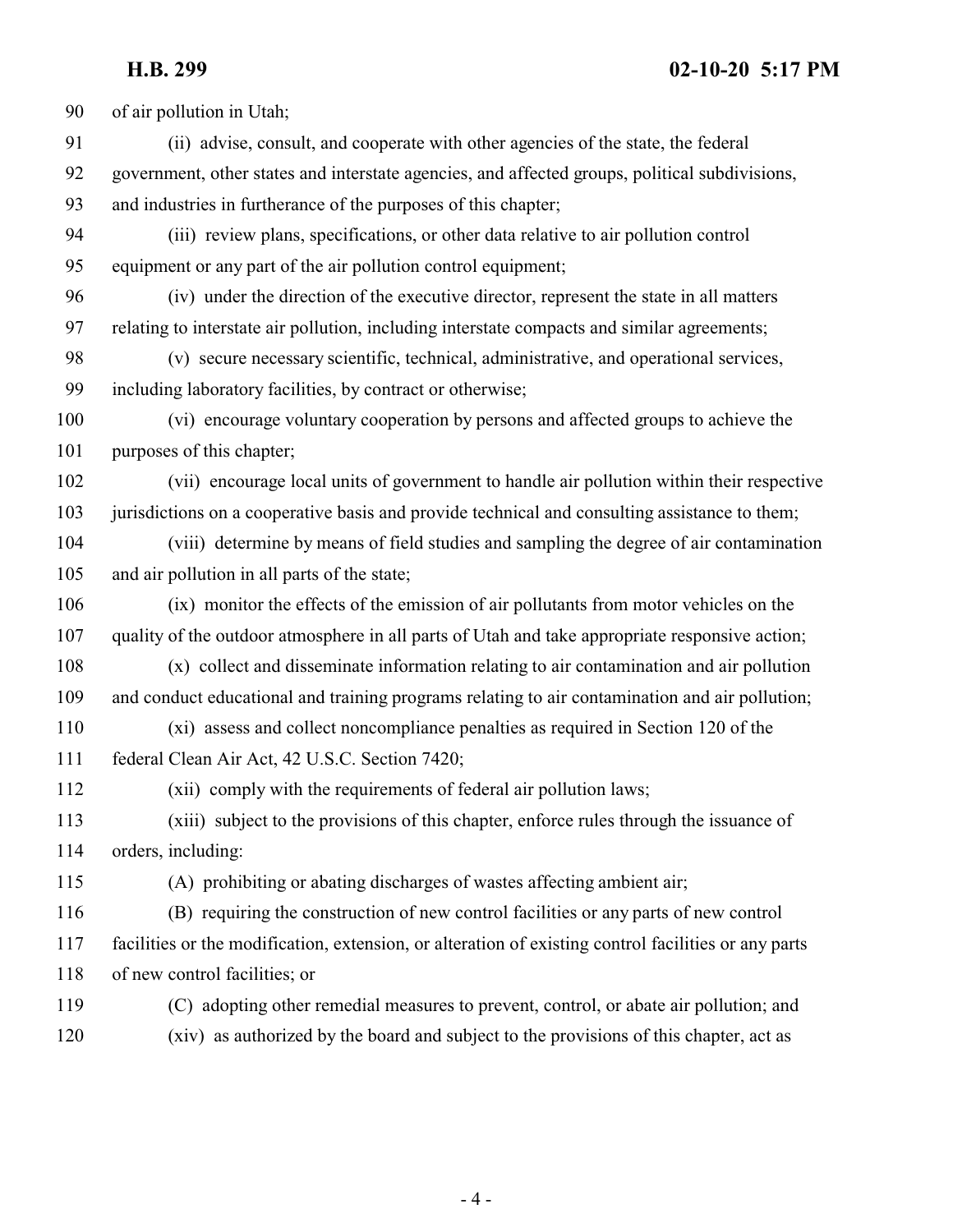of air pollution in Utah;

(ii) advise, consult, and cooperate with other agencies of the state, the federal government, other states and interstate agencies, and affected groups, political subdivisions, and industries in furtherance of the purposes of this chapter;

(iii) review plans, specifications, or other data relative to air pollution control equipment or any part of the air pollution control equipment;

(iv) under the direction of the executive director, represent the state in all matters relating to interstate air pollution, including interstate compacts and similar agreements;

(v) secure necessary scientific, technical, administrative, and operational services, including laboratory facilities, by contract or otherwise;

(vi) encourage voluntary cooperation by persons and affected groups to achieve the purposes of this chapter;

(vii) encourage local units of government to handle air pollution within their respective jurisdictions on a cooperative basis and provide technical and consulting assistance to them;

(viii) determine by means of field studies and sampling the degree of air contamination and air pollution in all parts of the state;

(ix) monitor the effects of the emission of air pollutants from motor vehicles on the quality of the outdoor atmosphere in all parts of Utah and take appropriate responsive action;

(x) collect and disseminate information relating to air contamination and air pollution and conduct educational and training programs relating to air contamination and air pollution;

(xi) assess and collect noncompliance penalties as required in Section 120 of the federal Clean Air Act, 42 U.S.C. Section 7420;

(xii) comply with the requirements of federal air pollution laws;

(xiii) subject to the provisions of this chapter, enforce rules through the issuance of orders, including:

(A) prohibiting or abating discharges of wastes affecting ambient air;

(B) requiring the construction of new control facilities or any parts of new control facilities or the modification, extension, or alteration of existing control facilities or any parts of new control facilities; or

(C) adopting other remedial measures to prevent, control, or abate air pollution; and

(xiv) as authorized by the board and subject to the provisions of this chapter, act as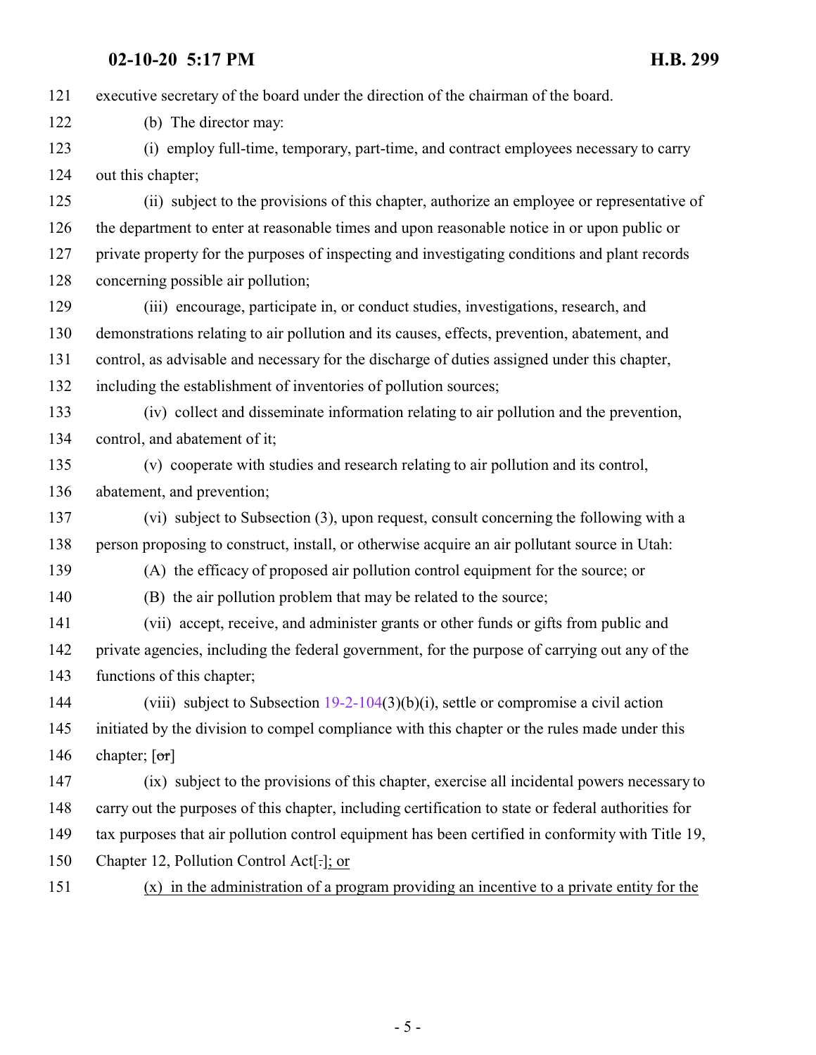121 executive secretary of the board under the direction of the chairman of the board.

122 (b) The director may:

123 (i) employ full-time, temporary, part-time, and contract employees necessary to carry
124 out this chapter;

125 (ii) subject to the provisions of this chapter, authorize an employee or representative of
126 the department to enter at reasonable times and upon reasonable notice in or upon public or
127 private property for the purposes of inspecting and investigating conditions and plant records
128 concerning possible air pollution;

129 (iii) encourage, participate in, or conduct studies, investigations, research, and
130 demonstrations relating to air pollution and its causes, effects, prevention, abatement, and
131 control, as advisable and necessary for the discharge of duties assigned under this chapter,
132 including the establishment of inventories of pollution sources;

133 (iv) collect and disseminate information relating to air pollution and the prevention,
134 control, and abatement of it;

135 (v) cooperate with studies and research relating to air pollution and its control,
136 abatement, and prevention;

137 (vi) subject to Subsection (3), upon request, consult concerning the following with a
138 person proposing to construct, install, or otherwise acquire an air pollutant source in Utah:

139 (A) the efficacy of proposed air pollution control equipment for the source; or

140 (B) the air pollution problem that may be related to the source;

141 (vii) accept, receive, and administer grants or other funds or gifts from public and
142 private agencies, including the federal government, for the purpose of carrying out any of the
143 functions of this chapter;

144 (viii) subject to Subsection 19-2-104(3)(b)(i), settle or compromise a civil action
145 initiated by the division to compel compliance with this chapter or the rules made under this
146 chapter; [~~or~~]

147 (ix) subject to the provisions of this chapter, exercise all incidental powers necessary to
148 carry out the purposes of this chapter, including certification to state or federal authorities for
149 tax purposes that air pollution control equipment has been certified in conformity with Title 19,
150 Chapter 12, Pollution Control Act[~~.~~]; or

151 (x) in the administration of a program providing an incentive to a private entity for the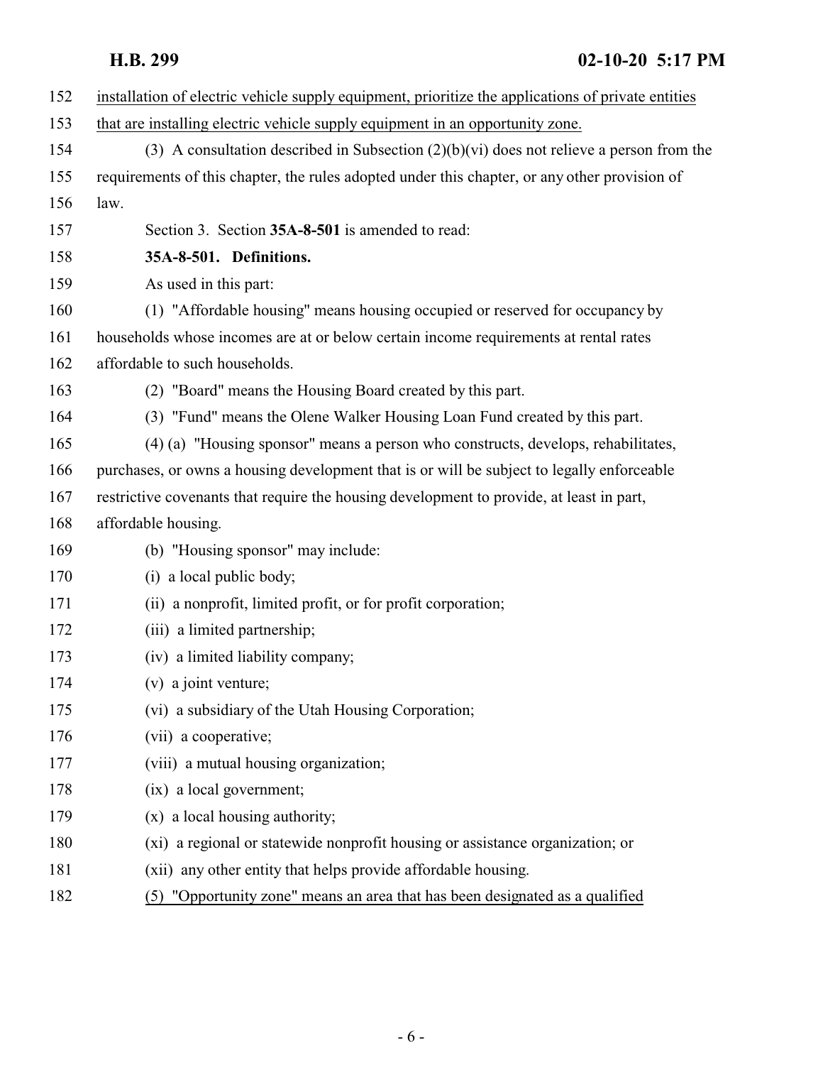installation of electric vehicle supply equipment, prioritize the applications of private entities that are installing electric vehicle supply equipment in an opportunity zone.

(3) A consultation described in Subsection (2)(b)(vi) does not relieve a person from the requirements of this chapter, the rules adopted under this chapter, or any other provision of law.

Section 3. Section **35A-8-501** is amended to read:

**35A-8-501. Definitions.**

As used in this part:

(1) "Affordable housing" means housing occupied or reserved for occupancy by households whose incomes are at or below certain income requirements at rental rates affordable to such households.

(2) "Board" means the Housing Board created by this part.

(3) "Fund" means the Olene Walker Housing Loan Fund created by this part.

(4) (a) "Housing sponsor" means a person who constructs, develops, rehabilitates, purchases, or owns a housing development that is or will be subject to legally enforceable restrictive covenants that require the housing development to provide, at least in part, affordable housing.

(b) "Housing sponsor" may include:

(i) a local public body;

(ii) a nonprofit, limited profit, or for profit corporation;

(iii) a limited partnership;

(iv) a limited liability company;

(v) a joint venture;

(vi) a subsidiary of the Utah Housing Corporation;

(vii) a cooperative;

(viii) a mutual housing organization;

(ix) a local government;

(x) a local housing authority;

(xi) a regional or statewide nonprofit housing or assistance organization; or

(xii) any other entity that helps provide affordable housing.

(5) "Opportunity zone" means an area that has been designated as a qualified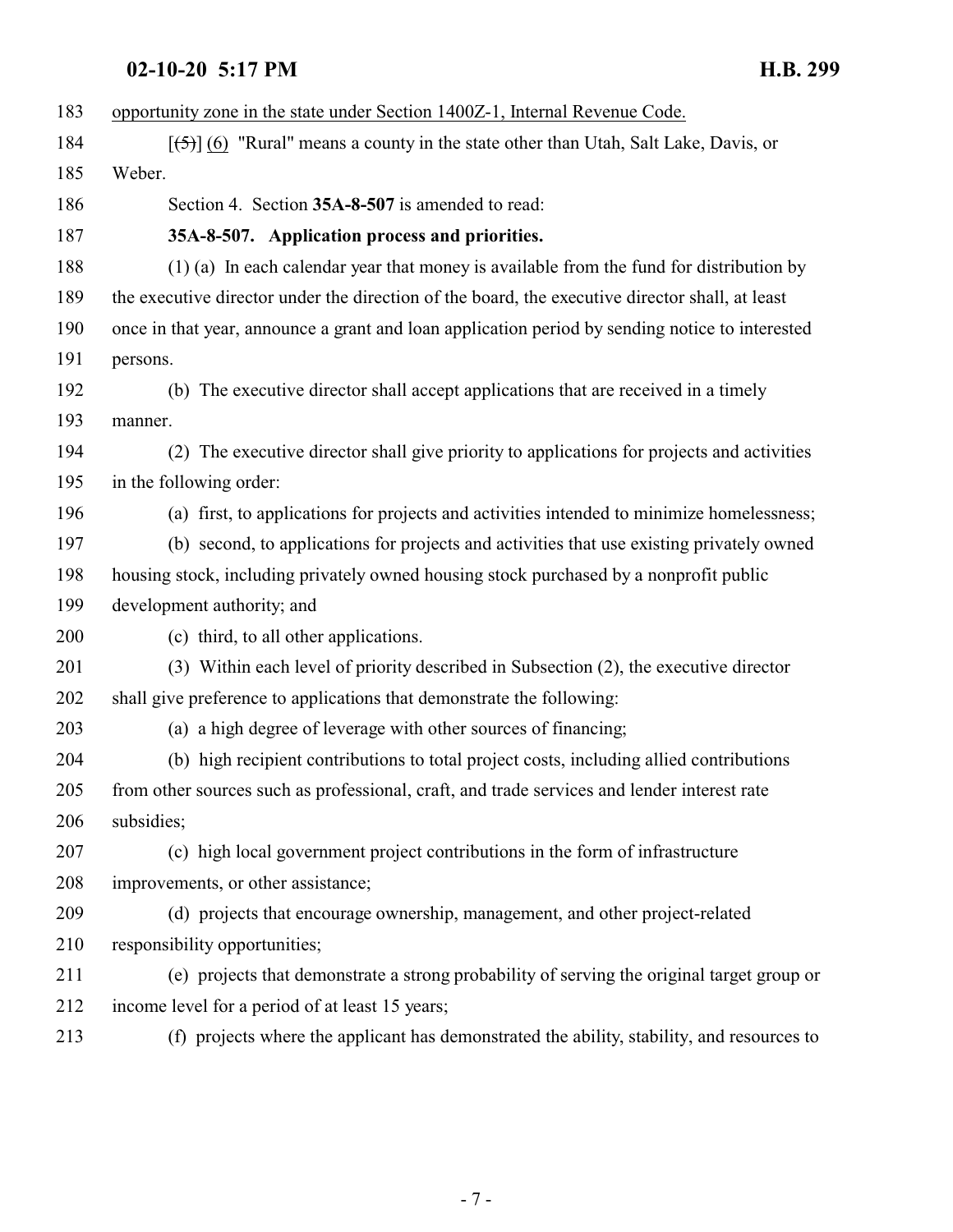opportunity zone in the state under Section 1400Z-1, Internal Revenue Code.

[(5)] (6) "Rural" means a county in the state other than Utah, Salt Lake, Davis, or Weber.

Section 4. Section **35A-8-507** is amended to read:

**35A-8-507. Application process and priorities.**

(1) (a) In each calendar year that money is available from the fund for distribution by the executive director under the direction of the board, the executive director shall, at least once in that year, announce a grant and loan application period by sending notice to interested persons.

(b) The executive director shall accept applications that are received in a timely manner.

(2) The executive director shall give priority to applications for projects and activities in the following order:

(a) first, to applications for projects and activities intended to minimize homelessness;

(b) second, to applications for projects and activities that use existing privately owned housing stock, including privately owned housing stock purchased by a nonprofit public development authority; and

(c) third, to all other applications.

(3) Within each level of priority described in Subsection (2), the executive director shall give preference to applications that demonstrate the following:

(a) a high degree of leverage with other sources of financing;

(b) high recipient contributions to total project costs, including allied contributions from other sources such as professional, craft, and trade services and lender interest rate subsidies;

(c) high local government project contributions in the form of infrastructure improvements, or other assistance;

(d) projects that encourage ownership, management, and other project-related responsibility opportunities;

(e) projects that demonstrate a strong probability of serving the original target group or income level for a period of at least 15 years;

(f) projects where the applicant has demonstrated the ability, stability, and resources to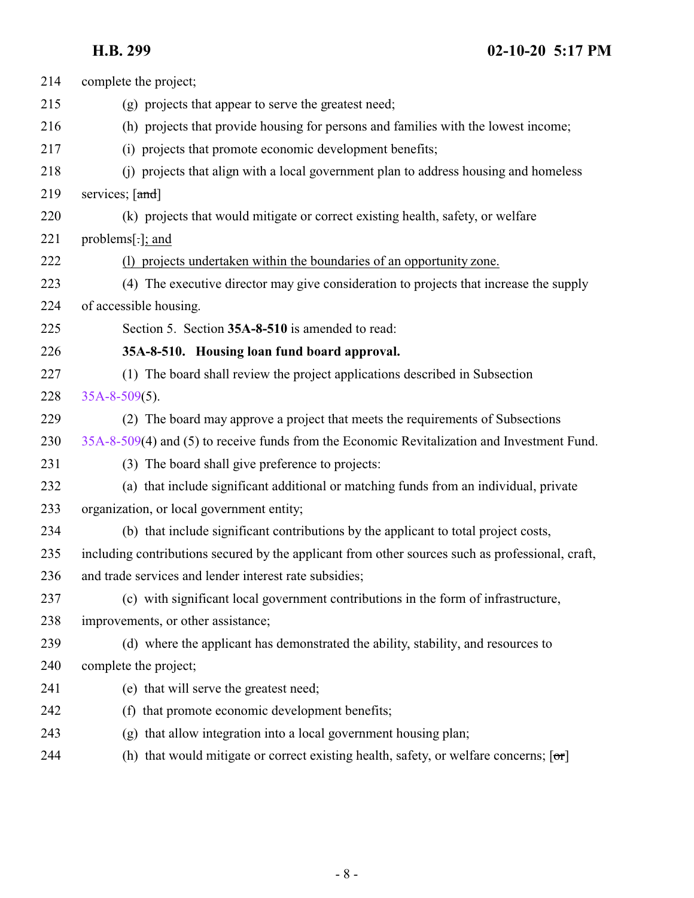complete the project;

(g) projects that appear to serve the greatest need;

(h) projects that provide housing for persons and families with the lowest income;

(i) projects that promote economic development benefits;

(j) projects that align with a local government plan to address housing and homeless services; [~~and~~]

(k) projects that would mitigate or correct existing health, safety, or welfare problems[~~.~~]; and

(l) projects undertaken within the boundaries of an opportunity zone.

(4) The executive director may give consideration to projects that increase the supply of accessible housing.

Section 5. Section **35A-8-510** is amended to read:

**35A-8-510. Housing loan fund board approval.**

(1) The board shall review the project applications described in Subsection 35A-8-509(5).

(2) The board may approve a project that meets the requirements of Subsections 35A-8-509(4) and (5) to receive funds from the Economic Revitalization and Investment Fund.

(3) The board shall give preference to projects:

(a) that include significant additional or matching funds from an individual, private organization, or local government entity;

(b) that include significant contributions by the applicant to total project costs, including contributions secured by the applicant from other sources such as professional, craft, and trade services and lender interest rate subsidies;

(c) with significant local government contributions in the form of infrastructure, improvements, or other assistance;

(d) where the applicant has demonstrated the ability, stability, and resources to complete the project;

(e) that will serve the greatest need;

(f) that promote economic development benefits;

(g) that allow integration into a local government housing plan;

(h) that would mitigate or correct existing health, safety, or welfare concerns; [~~or~~]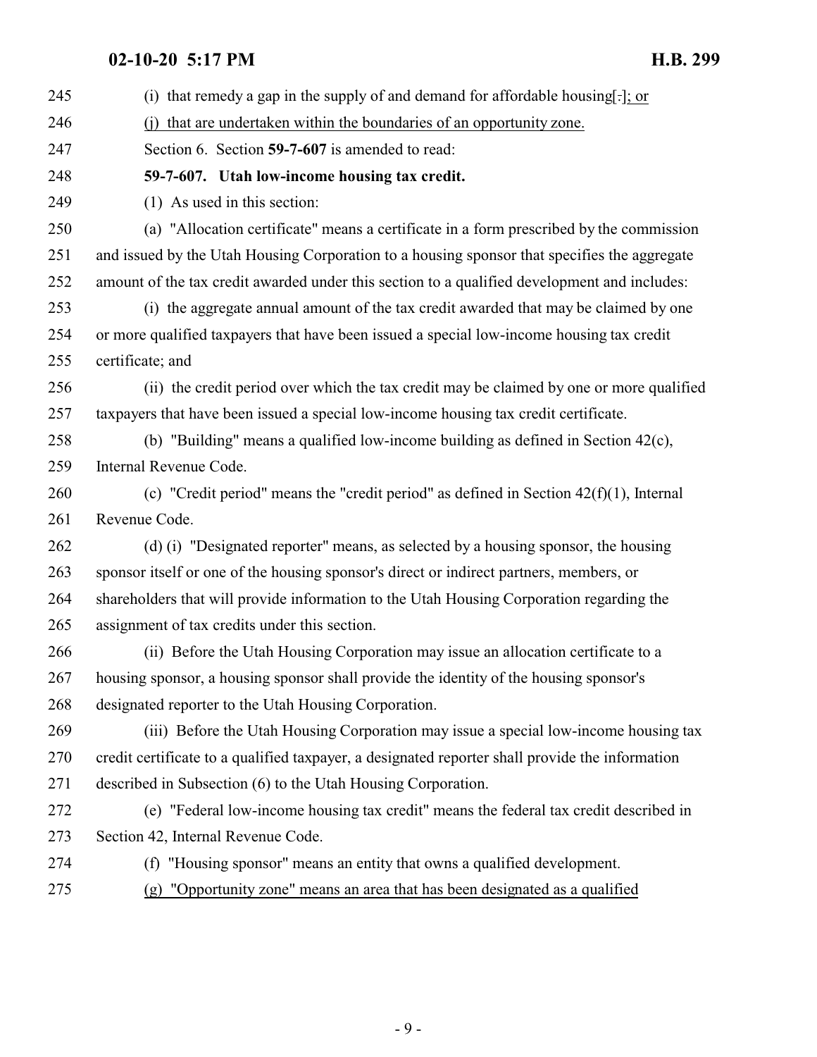245 (i) that remedy a gap in the supply of and demand for affordable housing[.]; or

246 (j) that are undertaken within the boundaries of an opportunity zone.

247 Section 6. Section **59-7-607** is amended to read:

248 **59-7-607. Utah low-income housing tax credit.**

249 (1) As used in this section:

250 (a) "Allocation certificate" means a certificate in a form prescribed by the commission

251 and issued by the Utah Housing Corporation to a housing sponsor that specifies the aggregate

252 amount of the tax credit awarded under this section to a qualified development and includes:

253 (i) the aggregate annual amount of the tax credit awarded that may be claimed by one

254 or more qualified taxpayers that have been issued a special low-income housing tax credit

255 certificate; and

256 (ii) the credit period over which the tax credit may be claimed by one or more qualified

257 taxpayers that have been issued a special low-income housing tax credit certificate.

258 (b) "Building" means a qualified low-income building as defined in Section 42(c),

259 Internal Revenue Code.

260 (c) "Credit period" means the "credit period" as defined in Section 42(f)(1), Internal

261 Revenue Code.

262 (d) (i) "Designated reporter" means, as selected by a housing sponsor, the housing

263 sponsor itself or one of the housing sponsor's direct or indirect partners, members, or

264 shareholders that will provide information to the Utah Housing Corporation regarding the

265 assignment of tax credits under this section.

266 (ii) Before the Utah Housing Corporation may issue an allocation certificate to a

267 housing sponsor, a housing sponsor shall provide the identity of the housing sponsor's

268 designated reporter to the Utah Housing Corporation.

269 (iii) Before the Utah Housing Corporation may issue a special low-income housing tax

270 credit certificate to a qualified taxpayer, a designated reporter shall provide the information

271 described in Subsection (6) to the Utah Housing Corporation.

272 (e) "Federal low-income housing tax credit" means the federal tax credit described in

273 Section 42, Internal Revenue Code.

274 (f) "Housing sponsor" means an entity that owns a qualified development.

275 (g) "Opportunity zone" means an area that has been designated as a qualified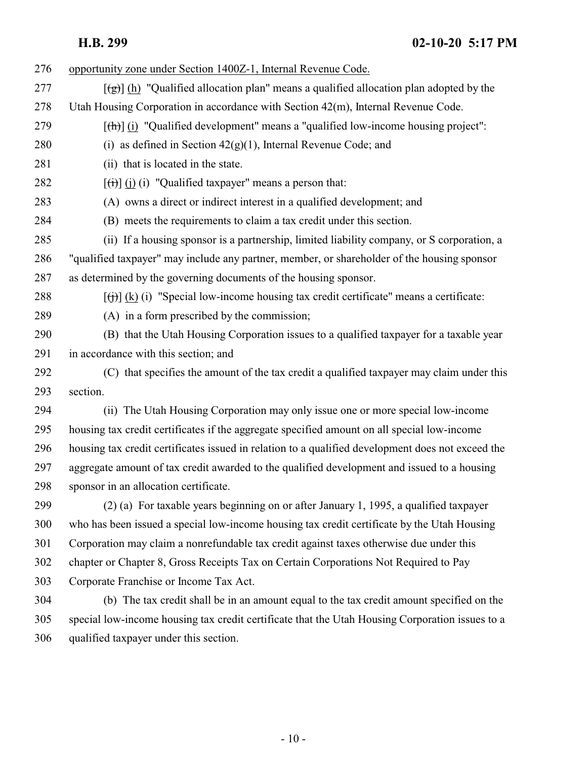opportunity zone under Section 1400Z-1, Internal Revenue Code.

[(g)] (h) "Qualified allocation plan" means a qualified allocation plan adopted by the Utah Housing Corporation in accordance with Section 42(m), Internal Revenue Code.

[(h)] (i) "Qualified development" means a "qualified low-income housing project":

(i) as defined in Section 42(g)(1), Internal Revenue Code; and

(ii) that is located in the state.

[(i)] (j) (i) "Qualified taxpayer" means a person that:

(A) owns a direct or indirect interest in a qualified development; and

(B) meets the requirements to claim a tax credit under this section.

(ii) If a housing sponsor is a partnership, limited liability company, or S corporation, a "qualified taxpayer" may include any partner, member, or shareholder of the housing sponsor as determined by the governing documents of the housing sponsor.

[(j)] (k) (i) "Special low-income housing tax credit certificate" means a certificate:

(A) in a form prescribed by the commission;

(B) that the Utah Housing Corporation issues to a qualified taxpayer for a taxable year in accordance with this section; and

(C) that specifies the amount of the tax credit a qualified taxpayer may claim under this section.

(ii) The Utah Housing Corporation may only issue one or more special low-income housing tax credit certificates if the aggregate specified amount on all special low-income housing tax credit certificates issued in relation to a qualified development does not exceed the aggregate amount of tax credit awarded to the qualified development and issued to a housing sponsor in an allocation certificate.

(2) (a) For taxable years beginning on or after January 1, 1995, a qualified taxpayer who has been issued a special low-income housing tax credit certificate by the Utah Housing Corporation may claim a nonrefundable tax credit against taxes otherwise due under this chapter or Chapter 8, Gross Receipts Tax on Certain Corporations Not Required to Pay Corporate Franchise or Income Tax Act.

(b) The tax credit shall be in an amount equal to the tax credit amount specified on the special low-income housing tax credit certificate that the Utah Housing Corporation issues to a qualified taxpayer under this section.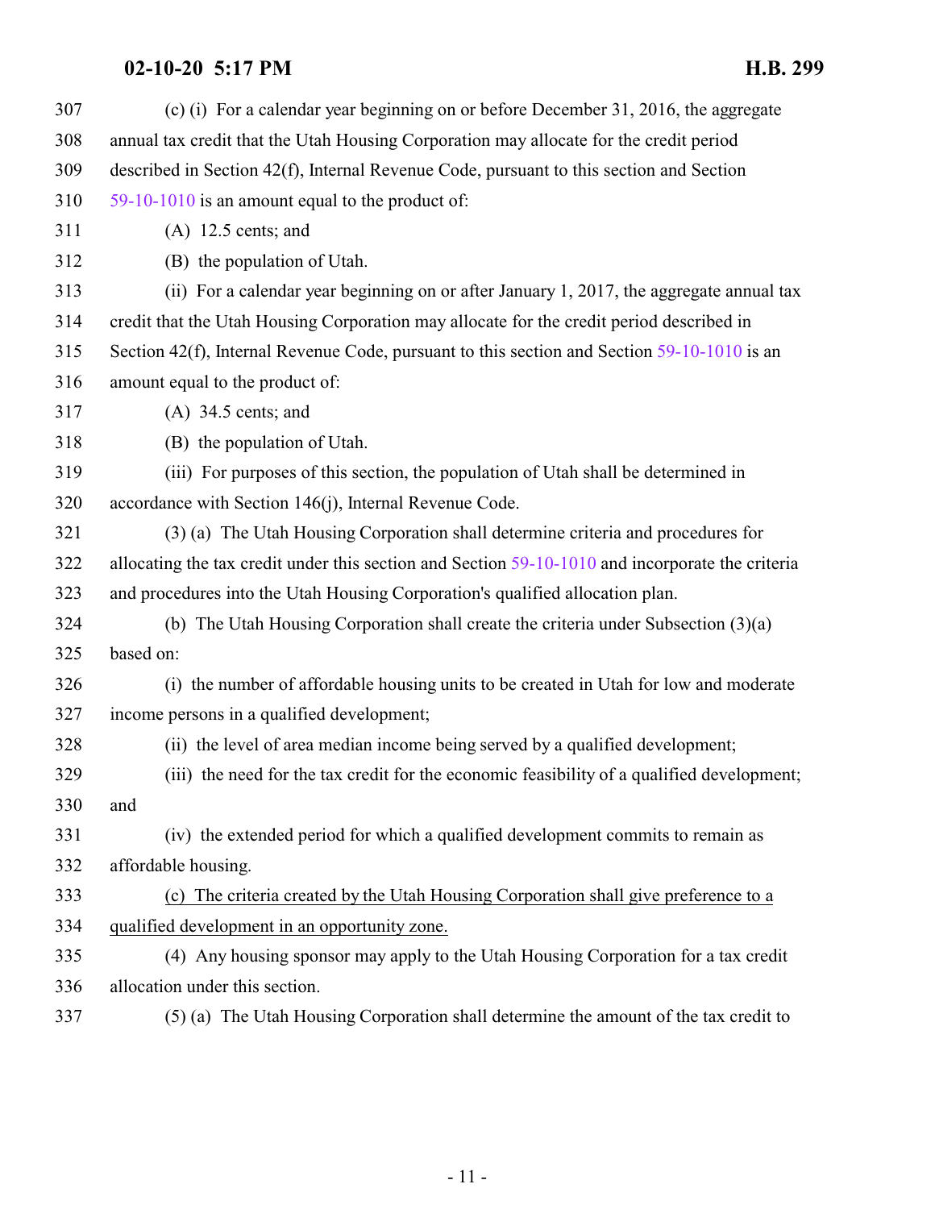(c) (i) For a calendar year beginning on or before December 31, 2016, the aggregate annual tax credit that the Utah Housing Corporation may allocate for the credit period described in Section 42(f), Internal Revenue Code, pursuant to this section and Section 59-10-1010 is an amount equal to the product of:

(A) 12.5 cents; and

(B) the population of Utah.

(ii) For a calendar year beginning on or after January 1, 2017, the aggregate annual tax credit that the Utah Housing Corporation may allocate for the credit period described in Section 42(f), Internal Revenue Code, pursuant to this section and Section 59-10-1010 is an amount equal to the product of:

(A) 34.5 cents; and

(B) the population of Utah.

(iii) For purposes of this section, the population of Utah shall be determined in accordance with Section 146(j), Internal Revenue Code.

(3) (a) The Utah Housing Corporation shall determine criteria and procedures for allocating the tax credit under this section and Section 59-10-1010 and incorporate the criteria and procedures into the Utah Housing Corporation's qualified allocation plan.

(b) The Utah Housing Corporation shall create the criteria under Subsection (3)(a) based on:

(i) the number of affordable housing units to be created in Utah for low and moderate income persons in a qualified development;

(ii) the level of area median income being served by a qualified development;

(iii) the need for the tax credit for the economic feasibility of a qualified development; and

(iv) the extended period for which a qualified development commits to remain as affordable housing.

<u>(c) The criteria created by the Utah Housing Corporation shall give preference to a qualified development in an opportunity zone.</u>

(4) Any housing sponsor may apply to the Utah Housing Corporation for a tax credit allocation under this section.

(5) (a) The Utah Housing Corporation shall determine the amount of the tax credit to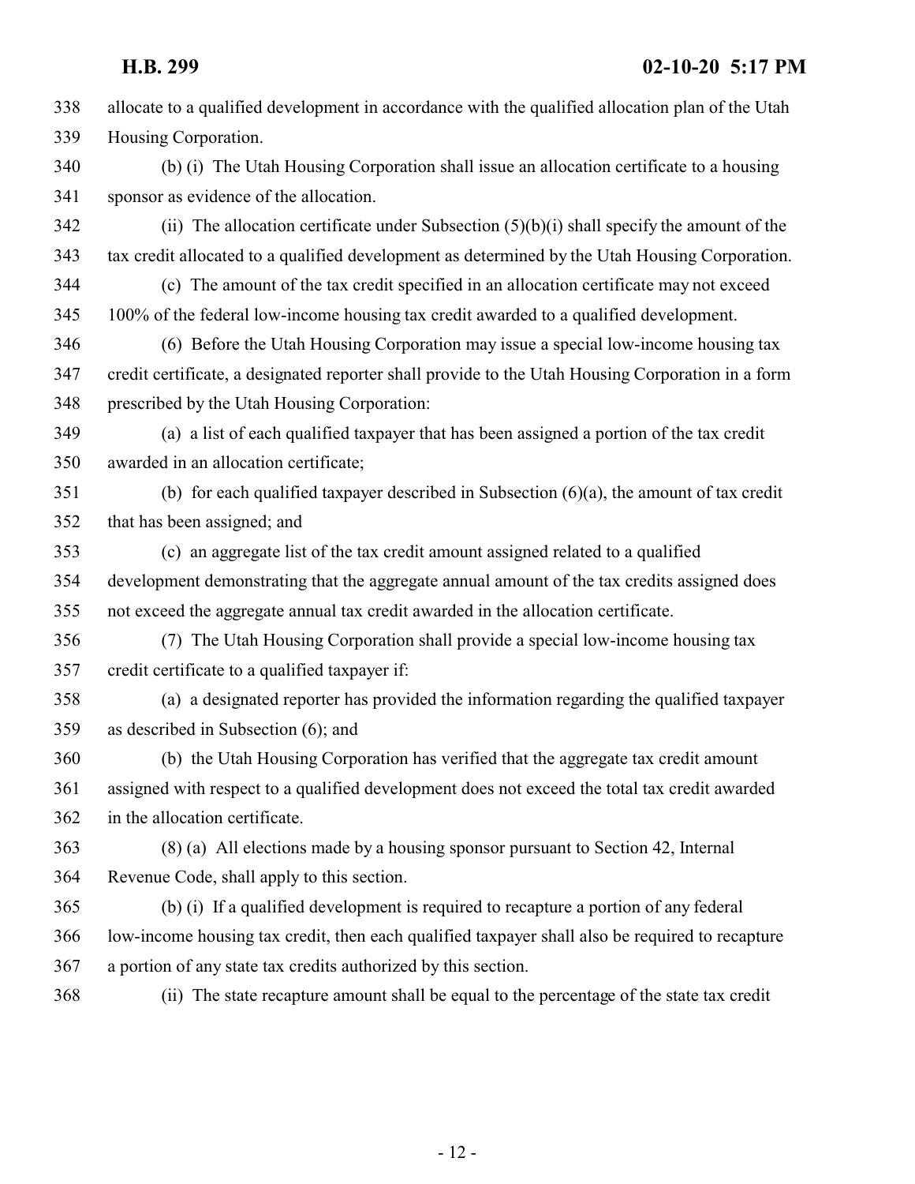allocate to a qualified development in accordance with the qualified allocation plan of the Utah Housing Corporation.

(b) (i) The Utah Housing Corporation shall issue an allocation certificate to a housing sponsor as evidence of the allocation.

(ii) The allocation certificate under Subsection (5)(b)(i) shall specify the amount of the tax credit allocated to a qualified development as determined by the Utah Housing Corporation.

(c) The amount of the tax credit specified in an allocation certificate may not exceed 100% of the federal low-income housing tax credit awarded to a qualified development.

(6) Before the Utah Housing Corporation may issue a special low-income housing tax credit certificate, a designated reporter shall provide to the Utah Housing Corporation in a form prescribed by the Utah Housing Corporation:

(a) a list of each qualified taxpayer that has been assigned a portion of the tax credit awarded in an allocation certificate;

(b) for each qualified taxpayer described in Subsection (6)(a), the amount of tax credit that has been assigned; and

(c) an aggregate list of the tax credit amount assigned related to a qualified development demonstrating that the aggregate annual amount of the tax credits assigned does not exceed the aggregate annual tax credit awarded in the allocation certificate.

(7) The Utah Housing Corporation shall provide a special low-income housing tax credit certificate to a qualified taxpayer if:

(a) a designated reporter has provided the information regarding the qualified taxpayer as described in Subsection (6); and

(b) the Utah Housing Corporation has verified that the aggregate tax credit amount assigned with respect to a qualified development does not exceed the total tax credit awarded in the allocation certificate.

(8) (a) All elections made by a housing sponsor pursuant to Section 42, Internal Revenue Code, shall apply to this section.

(b) (i) If a qualified development is required to recapture a portion of any federal low-income housing tax credit, then each qualified taxpayer shall also be required to recapture a portion of any state tax credits authorized by this section.

(ii) The state recapture amount shall be equal to the percentage of the state tax credit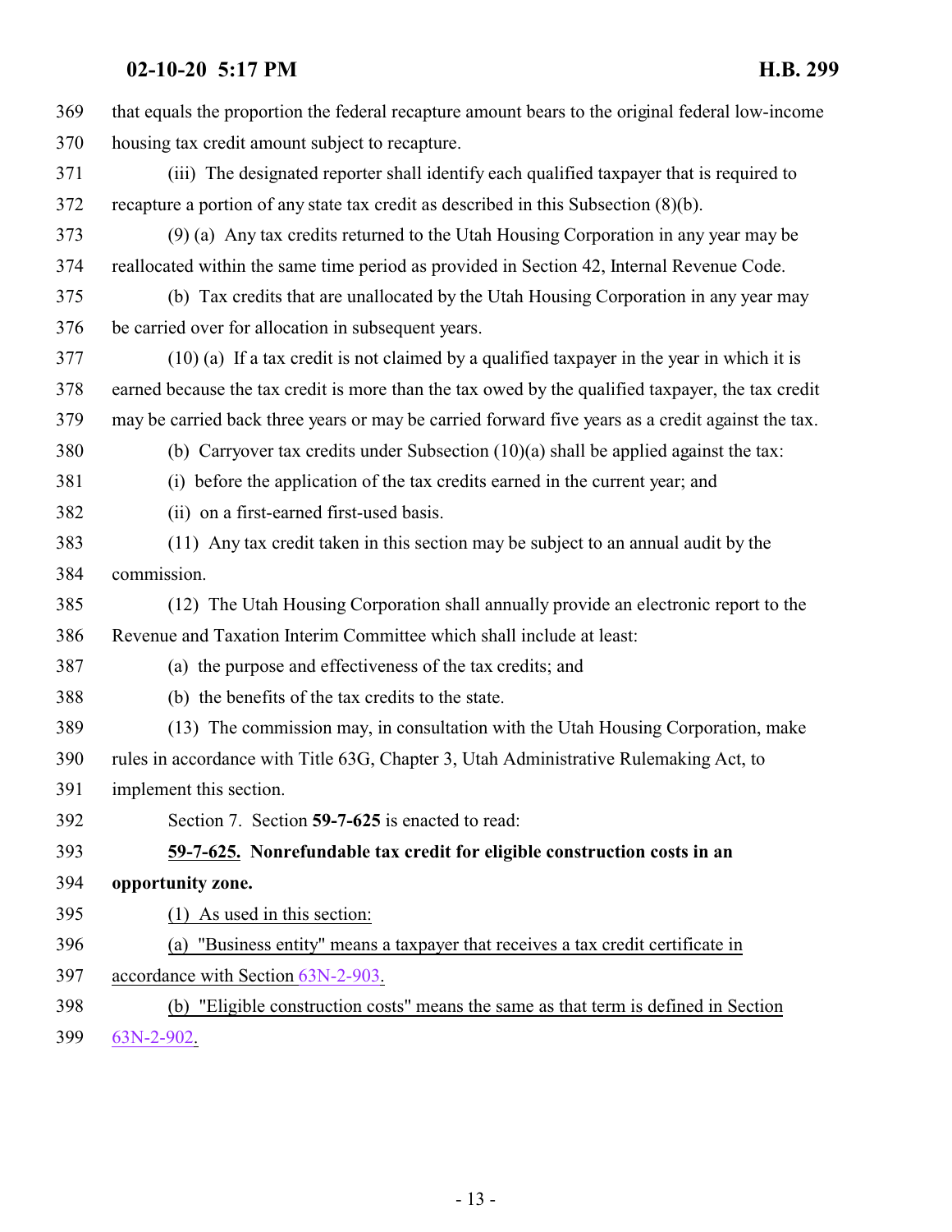that equals the proportion the federal recapture amount bears to the original federal low-income housing tax credit amount subject to recapture.

(iii) The designated reporter shall identify each qualified taxpayer that is required to recapture a portion of any state tax credit as described in this Subsection (8)(b).

(9) (a) Any tax credits returned to the Utah Housing Corporation in any year may be reallocated within the same time period as provided in Section 42, Internal Revenue Code.

(b) Tax credits that are unallocated by the Utah Housing Corporation in any year may be carried over for allocation in subsequent years.

(10) (a) If a tax credit is not claimed by a qualified taxpayer in the year in which it is earned because the tax credit is more than the tax owed by the qualified taxpayer, the tax credit may be carried back three years or may be carried forward five years as a credit against the tax.

(b) Carryover tax credits under Subsection (10)(a) shall be applied against the tax:

(i) before the application of the tax credits earned in the current year; and

(ii) on a first-earned first-used basis.

(11) Any tax credit taken in this section may be subject to an annual audit by the commission.

(12) The Utah Housing Corporation shall annually provide an electronic report to the Revenue and Taxation Interim Committee which shall include at least:

(a) the purpose and effectiveness of the tax credits; and

(b) the benefits of the tax credits to the state.

(13) The commission may, in consultation with the Utah Housing Corporation, make rules in accordance with Title 63G, Chapter 3, Utah Administrative Rulemaking Act, to implement this section.

Section 7. Section **59-7-625** is enacted to read:

**59-7-625. Nonrefundable tax credit for eligible construction costs in an opportunity zone.**

(1) As used in this section:

(a) "Business entity" means a taxpayer that receives a tax credit certificate in accordance with Section 63N-2-903.

(b) "Eligible construction costs" means the same as that term is defined in Section 63N-2-902.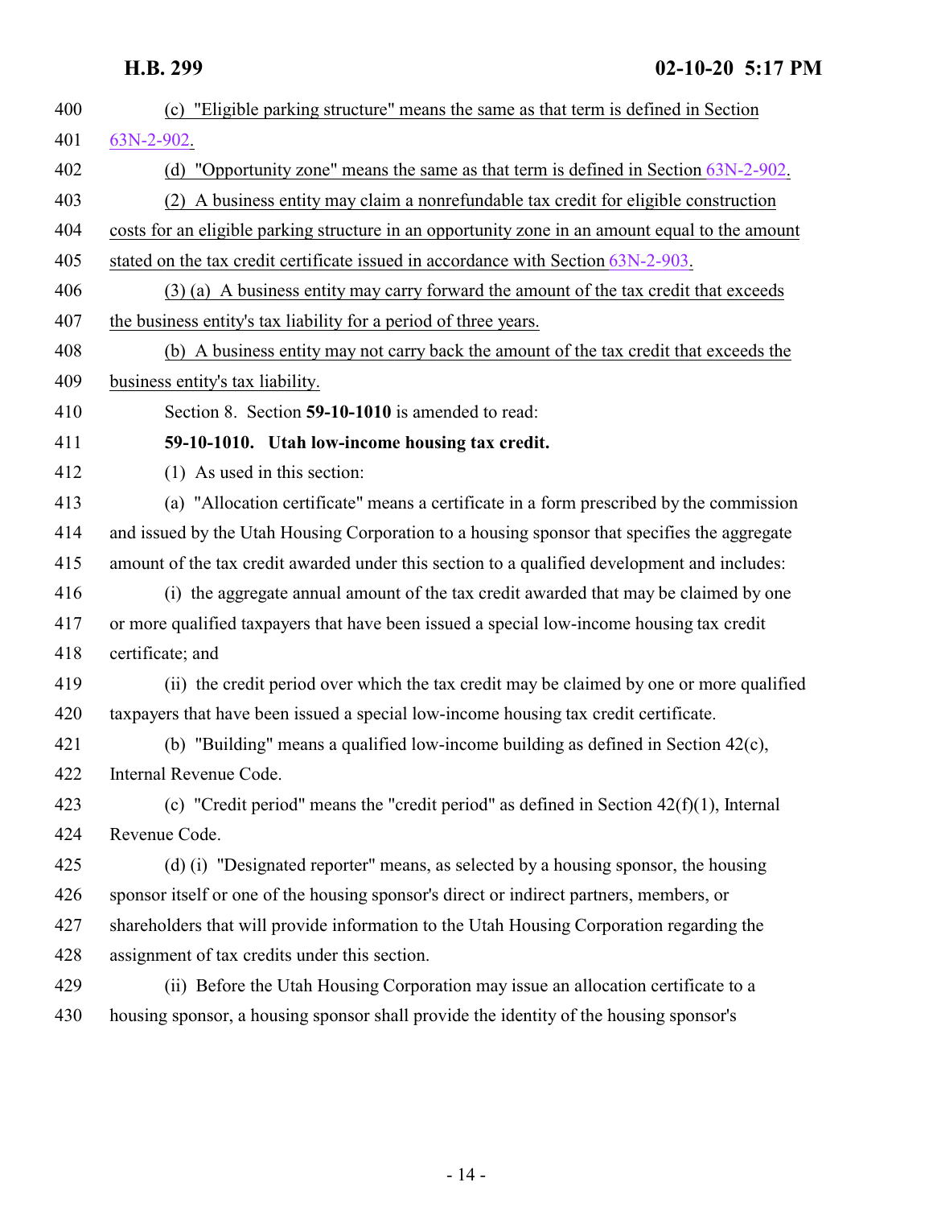(c) "Eligible parking structure" means the same as that term is defined in Section 63N-2-902.

(d) "Opportunity zone" means the same as that term is defined in Section 63N-2-902.

(2) A business entity may claim a nonrefundable tax credit for eligible construction costs for an eligible parking structure in an opportunity zone in an amount equal to the amount stated on the tax credit certificate issued in accordance with Section 63N-2-903.

(3) (a) A business entity may carry forward the amount of the tax credit that exceeds the business entity's tax liability for a period of three years.

(b) A business entity may not carry back the amount of the tax credit that exceeds the business entity's tax liability.

Section 8. Section **59-10-1010** is amended to read:

**59-10-1010. Utah low-income housing tax credit.**

(1) As used in this section:

(a) "Allocation certificate" means a certificate in a form prescribed by the commission and issued by the Utah Housing Corporation to a housing sponsor that specifies the aggregate amount of the tax credit awarded under this section to a qualified development and includes:

(i) the aggregate annual amount of the tax credit awarded that may be claimed by one or more qualified taxpayers that have been issued a special low-income housing tax credit certificate; and

(ii) the credit period over which the tax credit may be claimed by one or more qualified taxpayers that have been issued a special low-income housing tax credit certificate.

(b) "Building" means a qualified low-income building as defined in Section 42(c), Internal Revenue Code.

(c) "Credit period" means the "credit period" as defined in Section 42(f)(1), Internal Revenue Code.

(d) (i) "Designated reporter" means, as selected by a housing sponsor, the housing sponsor itself or one of the housing sponsor's direct or indirect partners, members, or shareholders that will provide information to the Utah Housing Corporation regarding the assignment of tax credits under this section.

(ii) Before the Utah Housing Corporation may issue an allocation certificate to a housing sponsor, a housing sponsor shall provide the identity of the housing sponsor's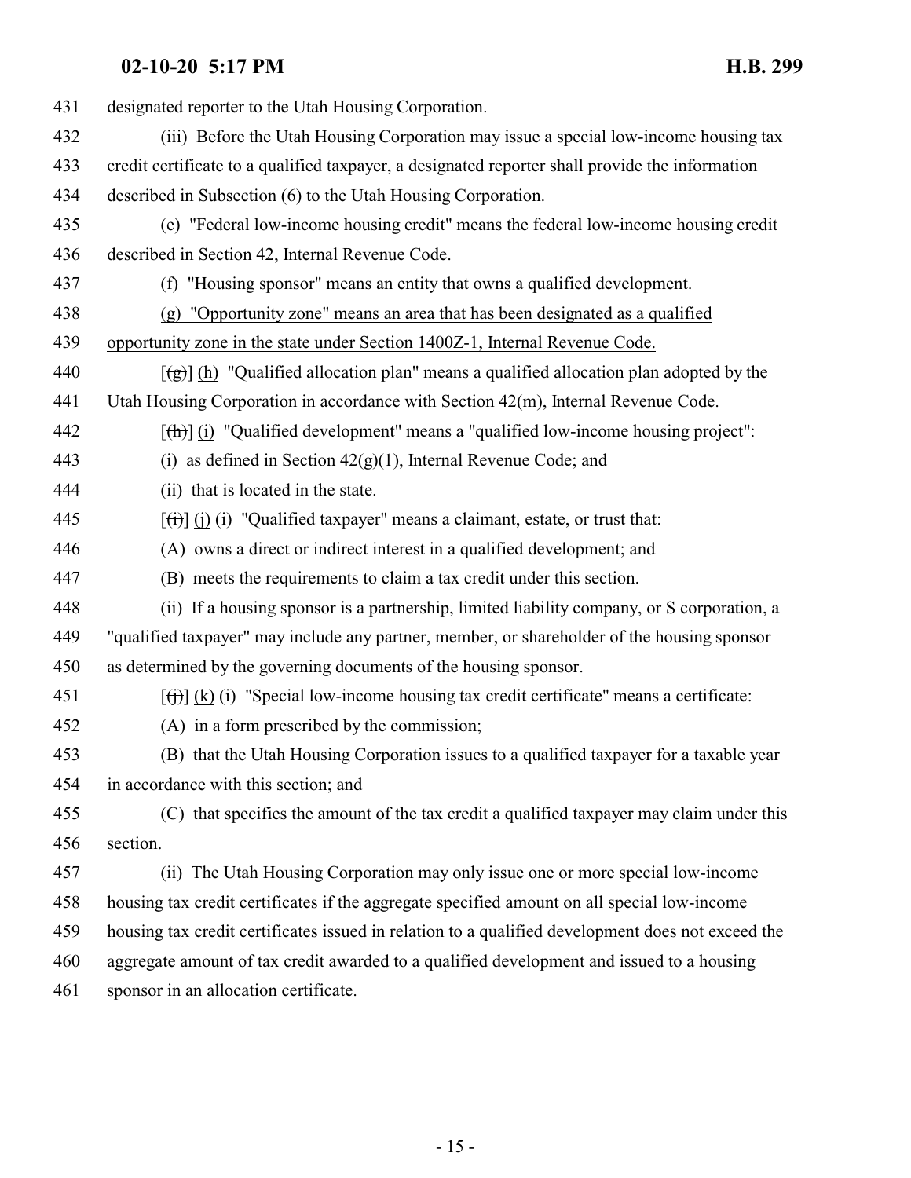designated reporter to the Utah Housing Corporation.

(iii) Before the Utah Housing Corporation may issue a special low-income housing tax credit certificate to a qualified taxpayer, a designated reporter shall provide the information described in Subsection (6) to the Utah Housing Corporation.

(e) "Federal low-income housing credit" means the federal low-income housing credit described in Section 42, Internal Revenue Code.

(f) "Housing sponsor" means an entity that owns a qualified development.

<u>(g) "Opportunity zone" means an area that has been designated as a qualified opportunity zone in the state under Section 1400Z-1, Internal Revenue Code.</u>

[~~(g)~~] <u>(h)</u> "Qualified allocation plan" means a qualified allocation plan adopted by the Utah Housing Corporation in accordance with Section 42(m), Internal Revenue Code.

[~~(h)~~] <u>(i)</u> "Qualified development" means a "qualified low-income housing project":

(i) as defined in Section 42(g)(1), Internal Revenue Code; and

(ii) that is located in the state.

[~~(i)~~] <u>(j)</u> (i) "Qualified taxpayer" means a claimant, estate, or trust that:

(A) owns a direct or indirect interest in a qualified development; and

(B) meets the requirements to claim a tax credit under this section.

(ii) If a housing sponsor is a partnership, limited liability company, or S corporation, a "qualified taxpayer" may include any partner, member, or shareholder of the housing sponsor as determined by the governing documents of the housing sponsor.

[~~(j)~~] <u>(k)</u> (i) "Special low-income housing tax credit certificate" means a certificate:

(A) in a form prescribed by the commission;

(B) that the Utah Housing Corporation issues to a qualified taxpayer for a taxable year in accordance with this section; and

(C) that specifies the amount of the tax credit a qualified taxpayer may claim under this section.

(ii) The Utah Housing Corporation may only issue one or more special low-income housing tax credit certificates if the aggregate specified amount on all special low-income housing tax credit certificates issued in relation to a qualified development does not exceed the aggregate amount of tax credit awarded to a qualified development and issued to a housing sponsor in an allocation certificate.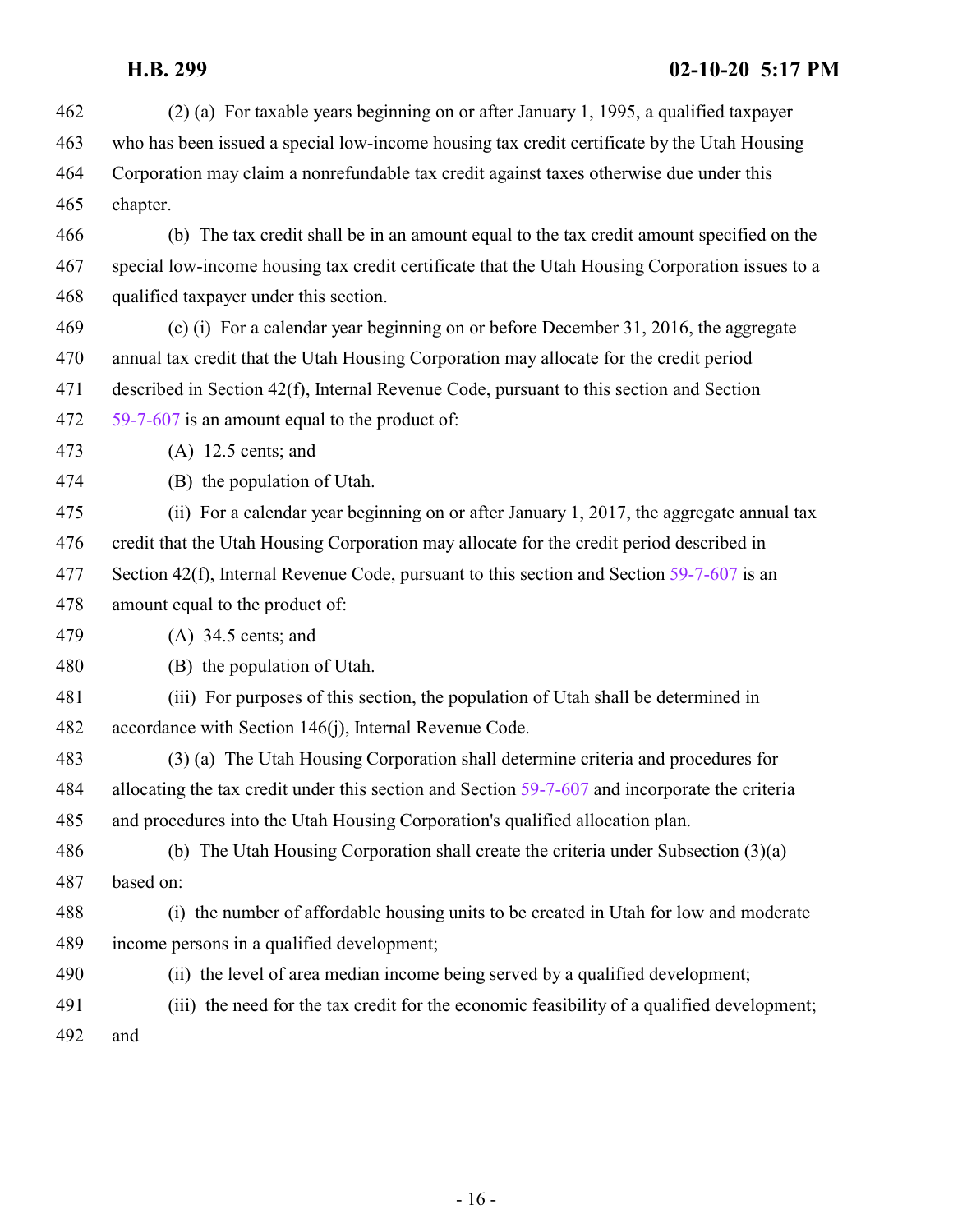(2) (a) For taxable years beginning on or after January 1, 1995, a qualified taxpayer who has been issued a special low-income housing tax credit certificate by the Utah Housing Corporation may claim a nonrefundable tax credit against taxes otherwise due under this chapter.

(b) The tax credit shall be in an amount equal to the tax credit amount specified on the special low-income housing tax credit certificate that the Utah Housing Corporation issues to a qualified taxpayer under this section.

(c) (i) For a calendar year beginning on or before December 31, 2016, the aggregate annual tax credit that the Utah Housing Corporation may allocate for the credit period described in Section 42(f), Internal Revenue Code, pursuant to this section and Section 59-7-607 is an amount equal to the product of:

(A) 12.5 cents; and

(B) the population of Utah.

(ii) For a calendar year beginning on or after January 1, 2017, the aggregate annual tax credit that the Utah Housing Corporation may allocate for the credit period described in Section 42(f), Internal Revenue Code, pursuant to this section and Section 59-7-607 is an amount equal to the product of:

(A) 34.5 cents; and

(B) the population of Utah.

(iii) For purposes of this section, the population of Utah shall be determined in accordance with Section 146(j), Internal Revenue Code.

(3) (a) The Utah Housing Corporation shall determine criteria and procedures for allocating the tax credit under this section and Section 59-7-607 and incorporate the criteria and procedures into the Utah Housing Corporation's qualified allocation plan.

(b) The Utah Housing Corporation shall create the criteria under Subsection (3)(a) based on:

(i) the number of affordable housing units to be created in Utah for low and moderate income persons in a qualified development;

(ii) the level of area median income being served by a qualified development;

(iii) the need for the tax credit for the economic feasibility of a qualified development; and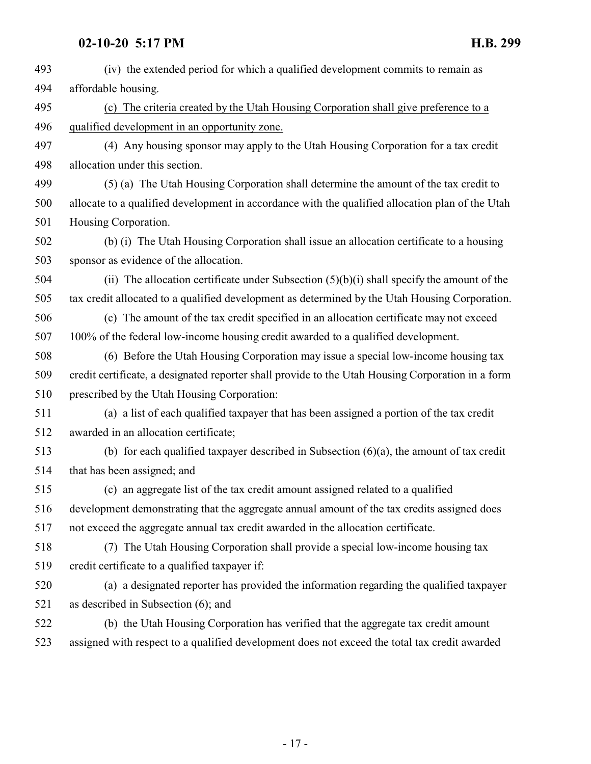(iv) the extended period for which a qualified development commits to remain as affordable housing.

(c) The criteria created by the Utah Housing Corporation shall give preference to a qualified development in an opportunity zone.

(4) Any housing sponsor may apply to the Utah Housing Corporation for a tax credit allocation under this section.

(5) (a) The Utah Housing Corporation shall determine the amount of the tax credit to allocate to a qualified development in accordance with the qualified allocation plan of the Utah Housing Corporation.

(b) (i) The Utah Housing Corporation shall issue an allocation certificate to a housing sponsor as evidence of the allocation.

(ii) The allocation certificate under Subsection (5)(b)(i) shall specify the amount of the tax credit allocated to a qualified development as determined by the Utah Housing Corporation.

(c) The amount of the tax credit specified in an allocation certificate may not exceed 100% of the federal low-income housing credit awarded to a qualified development.

(6) Before the Utah Housing Corporation may issue a special low-income housing tax credit certificate, a designated reporter shall provide to the Utah Housing Corporation in a form prescribed by the Utah Housing Corporation:

(a) a list of each qualified taxpayer that has been assigned a portion of the tax credit awarded in an allocation certificate;

(b) for each qualified taxpayer described in Subsection (6)(a), the amount of tax credit that has been assigned; and

(c) an aggregate list of the tax credit amount assigned related to a qualified development demonstrating that the aggregate annual amount of the tax credits assigned does not exceed the aggregate annual tax credit awarded in the allocation certificate.

(7) The Utah Housing Corporation shall provide a special low-income housing tax credit certificate to a qualified taxpayer if:

(a) a designated reporter has provided the information regarding the qualified taxpayer as described in Subsection (6); and

(b) the Utah Housing Corporation has verified that the aggregate tax credit amount assigned with respect to a qualified development does not exceed the total tax credit awarded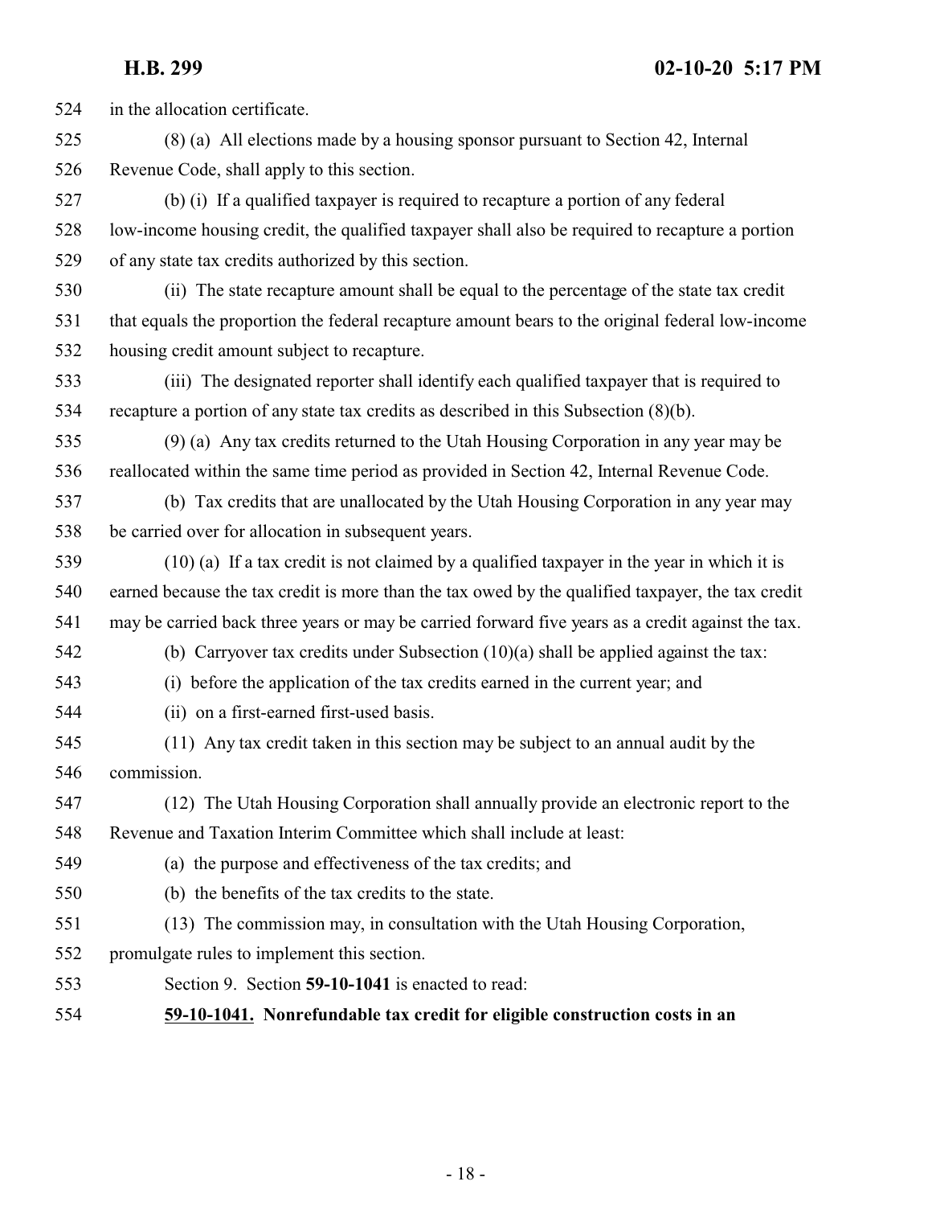in the allocation certificate.

(8) (a) All elections made by a housing sponsor pursuant to Section 42, Internal Revenue Code, shall apply to this section.

(b) (i) If a qualified taxpayer is required to recapture a portion of any federal low-income housing credit, the qualified taxpayer shall also be required to recapture a portion of any state tax credits authorized by this section.

(ii) The state recapture amount shall be equal to the percentage of the state tax credit that equals the proportion the federal recapture amount bears to the original federal low-income housing credit amount subject to recapture.

(iii) The designated reporter shall identify each qualified taxpayer that is required to recapture a portion of any state tax credits as described in this Subsection (8)(b).

(9) (a) Any tax credits returned to the Utah Housing Corporation in any year may be reallocated within the same time period as provided in Section 42, Internal Revenue Code.

(b) Tax credits that are unallocated by the Utah Housing Corporation in any year may be carried over for allocation in subsequent years.

(10) (a) If a tax credit is not claimed by a qualified taxpayer in the year in which it is earned because the tax credit is more than the tax owed by the qualified taxpayer, the tax credit may be carried back three years or may be carried forward five years as a credit against the tax.

(b) Carryover tax credits under Subsection (10)(a) shall be applied against the tax:

(i) before the application of the tax credits earned in the current year; and

(ii) on a first-earned first-used basis.

(11) Any tax credit taken in this section may be subject to an annual audit by the commission.

(12) The Utah Housing Corporation shall annually provide an electronic report to the Revenue and Taxation Interim Committee which shall include at least:

(a) the purpose and effectiveness of the tax credits; and

(b) the benefits of the tax credits to the state.

(13) The commission may, in consultation with the Utah Housing Corporation, promulgate rules to implement this section.

Section 9. Section **59-10-1041** is enacted to read:

**59-10-1041. Nonrefundable tax credit for eligible construction costs in an**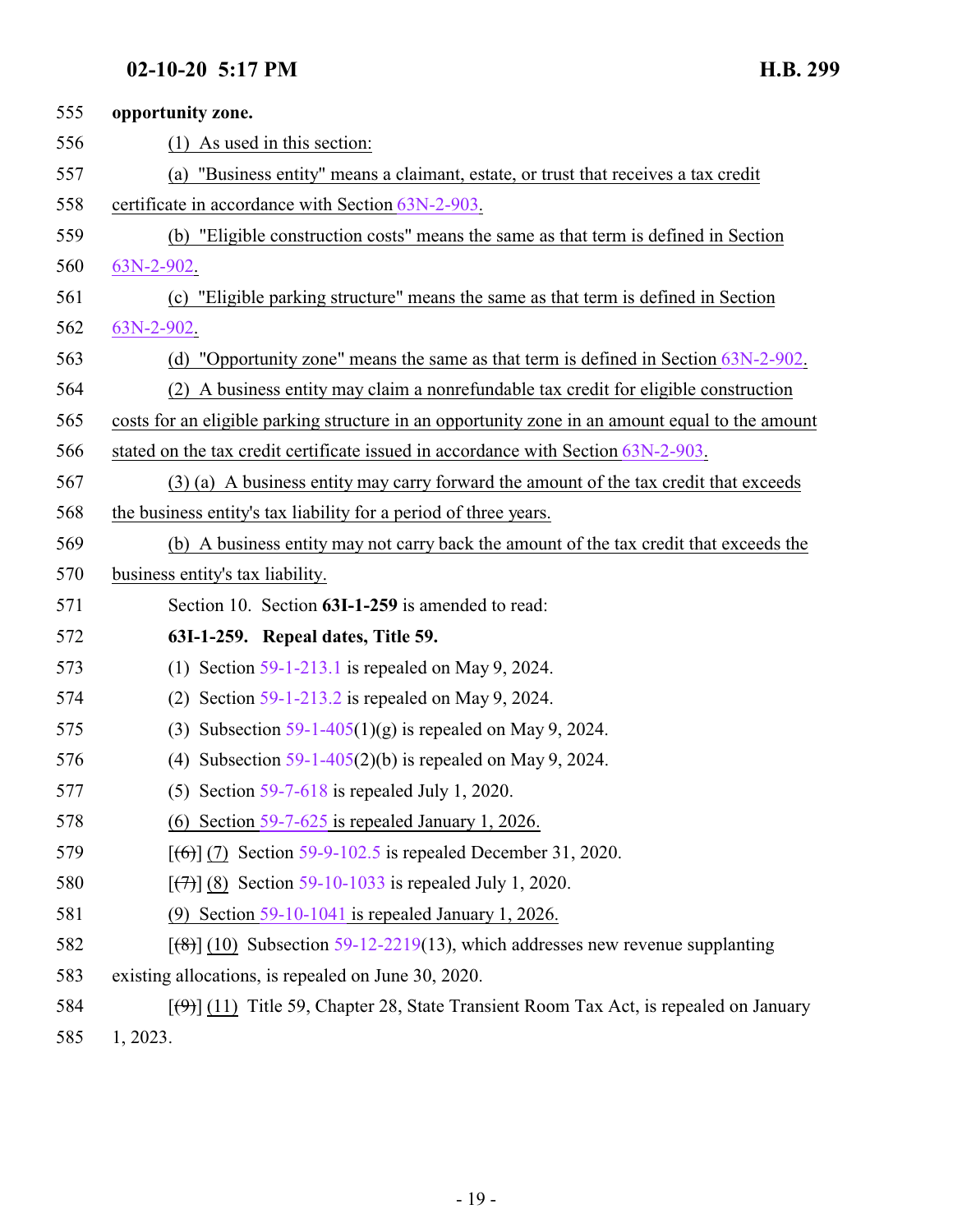**opportunity zone.**

(1) As used in this section:

(a) "Business entity" means a claimant, estate, or trust that receives a tax credit certificate in accordance with Section 63N-2-903.

(b) "Eligible construction costs" means the same as that term is defined in Section 63N-2-902.

(c) "Eligible parking structure" means the same as that term is defined in Section 63N-2-902.

(d) "Opportunity zone" means the same as that term is defined in Section 63N-2-902.

(2) A business entity may claim a nonrefundable tax credit for eligible construction costs for an eligible parking structure in an opportunity zone in an amount equal to the amount stated on the tax credit certificate issued in accordance with Section 63N-2-903.

(3) (a) A business entity may carry forward the amount of the tax credit that exceeds the business entity's tax liability for a period of three years.

(b) A business entity may not carry back the amount of the tax credit that exceeds the business entity's tax liability.

Section 10. Section **63I-1-259** is amended to read:

**63I-1-259. Repeal dates, Title 59.**

(1) Section 59-1-213.1 is repealed on May 9, 2024.

(2) Section 59-1-213.2 is repealed on May 9, 2024.

(3) Subsection 59-1-405(1)(g) is repealed on May 9, 2024.

(4) Subsection 59-1-405(2)(b) is repealed on May 9, 2024.

(5) Section 59-7-618 is repealed July 1, 2020.

(6) Section 59-7-625 is repealed January 1, 2026.

[~~(6)~~] (7) Section 59-9-102.5 is repealed December 31, 2020.

[~~(7)~~] (8) Section 59-10-1033 is repealed July 1, 2020.

(9) Section 59-10-1041 is repealed January 1, 2026.

[~~(8)~~] (10) Subsection 59-12-2219(13), which addresses new revenue supplanting existing allocations, is repealed on June 30, 2020.

[~~(9)~~] (11) Title 59, Chapter 28, State Transient Room Tax Act, is repealed on January 1, 2023.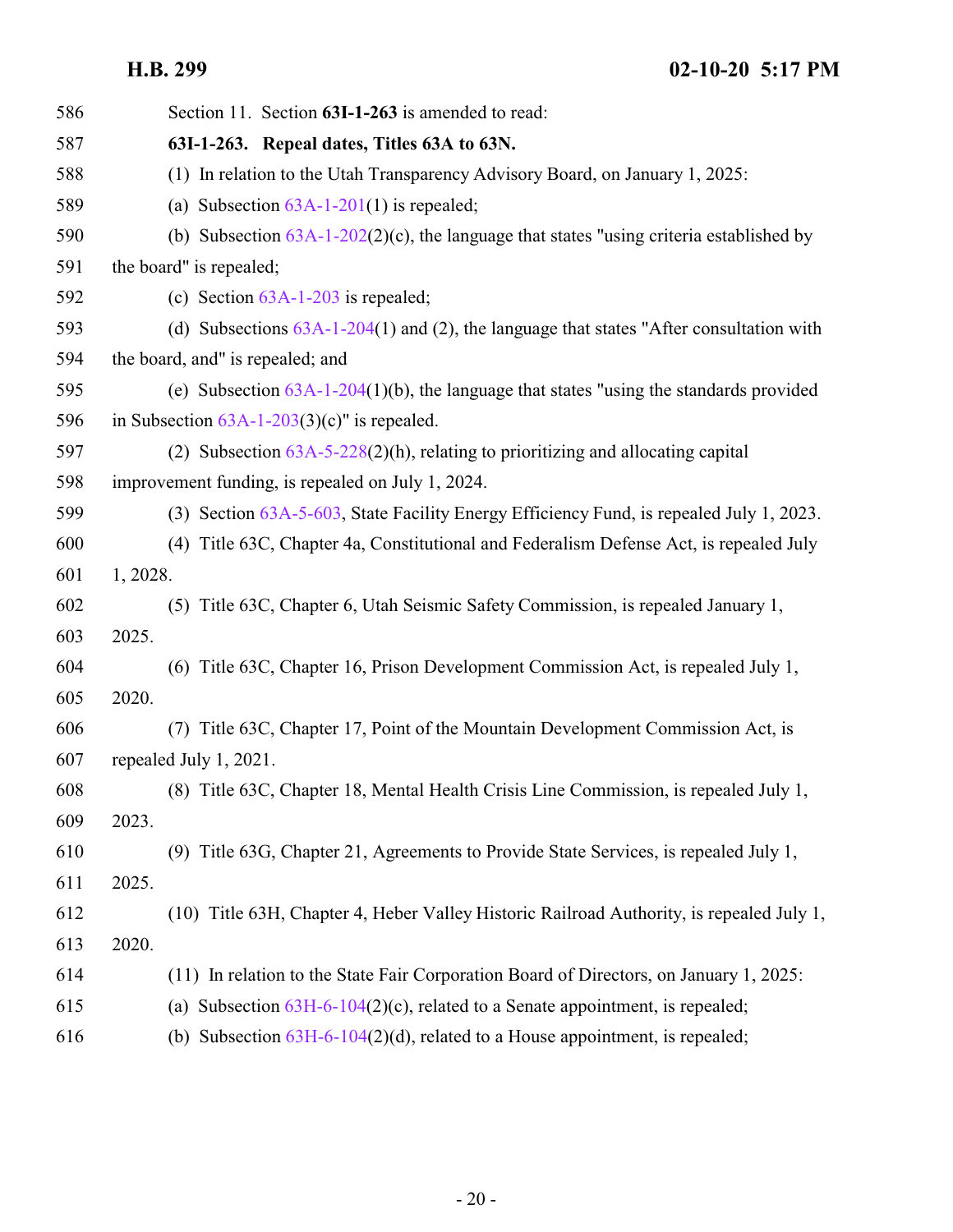Section 11. Section **63I-1-263** is amended to read:

**63I-1-263. Repeal dates, Titles 63A to 63N.**

(1) In relation to the Utah Transparency Advisory Board, on January 1, 2025:

(a) Subsection 63A-1-201(1) is repealed;

(b) Subsection 63A-1-202(2)(c), the language that states "using criteria established by the board" is repealed;

(c) Section 63A-1-203 is repealed;

(d) Subsections 63A-1-204(1) and (2), the language that states "After consultation with the board, and" is repealed; and

(e) Subsection 63A-1-204(1)(b), the language that states "using the standards provided in Subsection 63A-1-203(3)(c)" is repealed.

(2) Subsection 63A-5-228(2)(h), relating to prioritizing and allocating capital improvement funding, is repealed on July 1, 2024.

(3) Section 63A-5-603, State Facility Energy Efficiency Fund, is repealed July 1, 2023.

(4) Title 63C, Chapter 4a, Constitutional and Federalism Defense Act, is repealed July 1, 2028.

(5) Title 63C, Chapter 6, Utah Seismic Safety Commission, is repealed January 1, 2025.

(6) Title 63C, Chapter 16, Prison Development Commission Act, is repealed July 1, 2020.

(7) Title 63C, Chapter 17, Point of the Mountain Development Commission Act, is repealed July 1, 2021.

(8) Title 63C, Chapter 18, Mental Health Crisis Line Commission, is repealed July 1, 2023.

(9) Title 63G, Chapter 21, Agreements to Provide State Services, is repealed July 1, 2025.

(10) Title 63H, Chapter 4, Heber Valley Historic Railroad Authority, is repealed July 1, 2020.

(11) In relation to the State Fair Corporation Board of Directors, on January 1, 2025:

(a) Subsection 63H-6-104(2)(c), related to a Senate appointment, is repealed;

(b) Subsection 63H-6-104(2)(d), related to a House appointment, is repealed;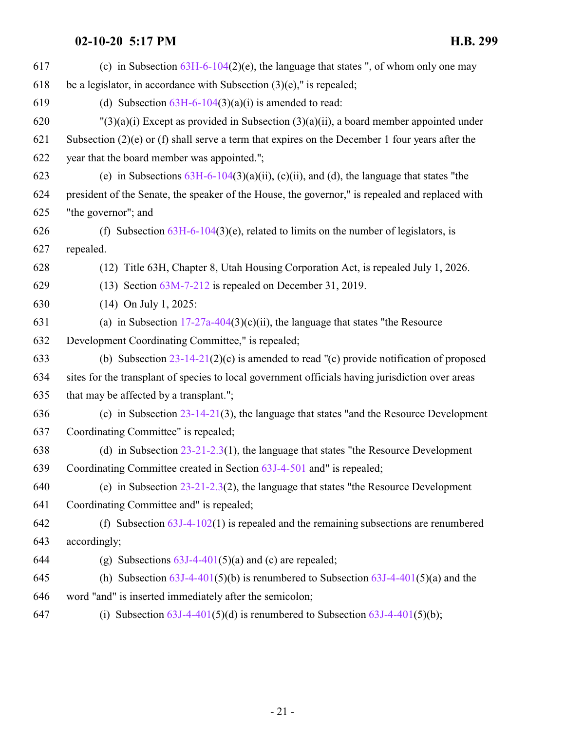(c) in Subsection 63H-6-104(2)(e), the language that states ", of whom only one may be a legislator, in accordance with Subsection (3)(e)," is repealed;

(d) Subsection 63H-6-104(3)(a)(i) is amended to read:

"(3)(a)(i) Except as provided in Subsection (3)(a)(ii), a board member appointed under Subsection (2)(e) or (f) shall serve a term that expires on the December 1 four years after the year that the board member was appointed.";

(e) in Subsections 63H-6-104(3)(a)(ii), (c)(ii), and (d), the language that states "the president of the Senate, the speaker of the House, the governor," is repealed and replaced with "the governor"; and

(f) Subsection 63H-6-104(3)(e), related to limits on the number of legislators, is repealed.

(12) Title 63H, Chapter 8, Utah Housing Corporation Act, is repealed July 1, 2026.

(13) Section 63M-7-212 is repealed on December 31, 2019.

(14) On July 1, 2025:

(a) in Subsection 17-27a-404(3)(c)(ii), the language that states "the Resource Development Coordinating Committee," is repealed;

(b) Subsection 23-14-21(2)(c) is amended to read "(c) provide notification of proposed sites for the transplant of species to local government officials having jurisdiction over areas that may be affected by a transplant.";

(c) in Subsection 23-14-21(3), the language that states "and the Resource Development Coordinating Committee" is repealed;

(d) in Subsection 23-21-2.3(1), the language that states "the Resource Development Coordinating Committee created in Section 63J-4-501 and" is repealed;

(e) in Subsection 23-21-2.3(2), the language that states "the Resource Development Coordinating Committee and" is repealed;

(f) Subsection 63J-4-102(1) is repealed and the remaining subsections are renumbered accordingly;

(g) Subsections 63J-4-401(5)(a) and (c) are repealed;

(h) Subsection 63J-4-401(5)(b) is renumbered to Subsection 63J-4-401(5)(a) and the word "and" is inserted immediately after the semicolon;

(i) Subsection 63J-4-401(5)(d) is renumbered to Subsection 63J-4-401(5)(b);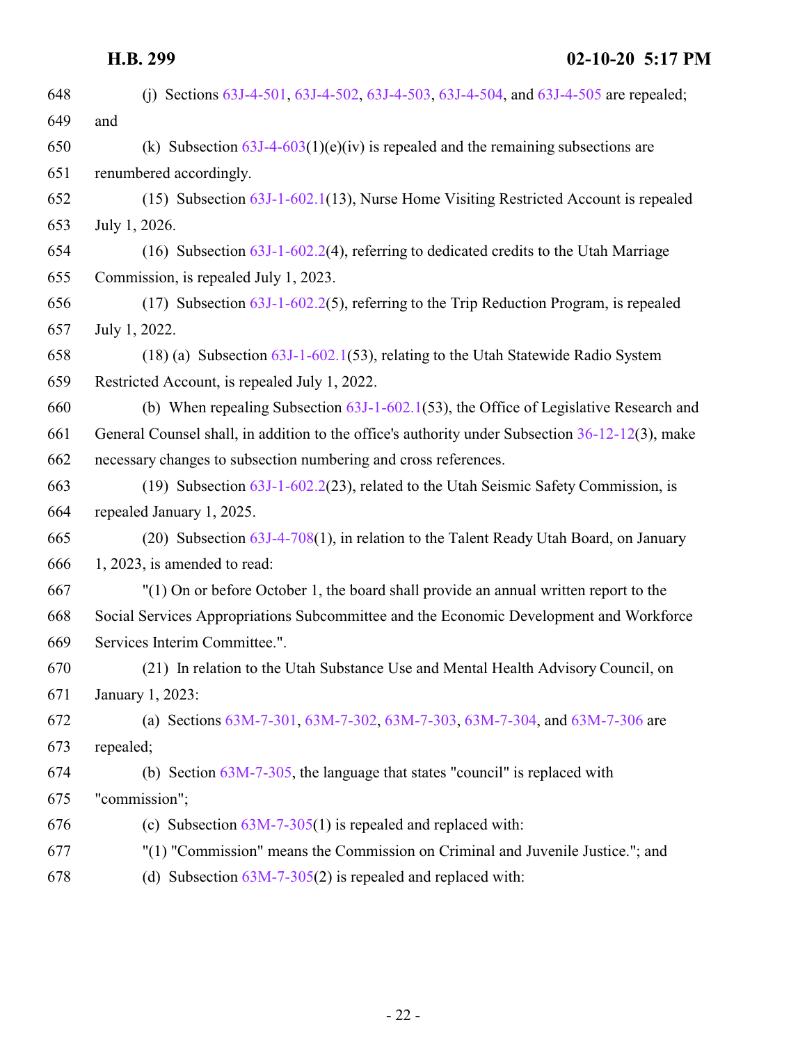(j) Sections 63J-4-501, 63J-4-502, 63J-4-503, 63J-4-504, and 63J-4-505 are repealed; and

(k) Subsection 63J-4-603(1)(e)(iv) is repealed and the remaining subsections are renumbered accordingly.

(15) Subsection 63J-1-602.1(13), Nurse Home Visiting Restricted Account is repealed July 1, 2026.

(16) Subsection 63J-1-602.2(4), referring to dedicated credits to the Utah Marriage Commission, is repealed July 1, 2023.

(17) Subsection 63J-1-602.2(5), referring to the Trip Reduction Program, is repealed July 1, 2022.

(18) (a) Subsection 63J-1-602.1(53), relating to the Utah Statewide Radio System Restricted Account, is repealed July 1, 2022.

(b) When repealing Subsection 63J-1-602.1(53), the Office of Legislative Research and General Counsel shall, in addition to the office's authority under Subsection 36-12-12(3), make necessary changes to subsection numbering and cross references.

(19) Subsection 63J-1-602.2(23), related to the Utah Seismic Safety Commission, is repealed January 1, 2025.

(20) Subsection 63J-4-708(1), in relation to the Talent Ready Utah Board, on January 1, 2023, is amended to read:

"(1) On or before October 1, the board shall provide an annual written report to the Social Services Appropriations Subcommittee and the Economic Development and Workforce Services Interim Committee.".

(21) In relation to the Utah Substance Use and Mental Health Advisory Council, on January 1, 2023:

(a) Sections 63M-7-301, 63M-7-302, 63M-7-303, 63M-7-304, and 63M-7-306 are repealed;

(b) Section 63M-7-305, the language that states "council" is replaced with "commission";

(c) Subsection 63M-7-305(1) is repealed and replaced with:

"(1) "Commission" means the Commission on Criminal and Juvenile Justice."; and

(d) Subsection 63M-7-305(2) is repealed and replaced with: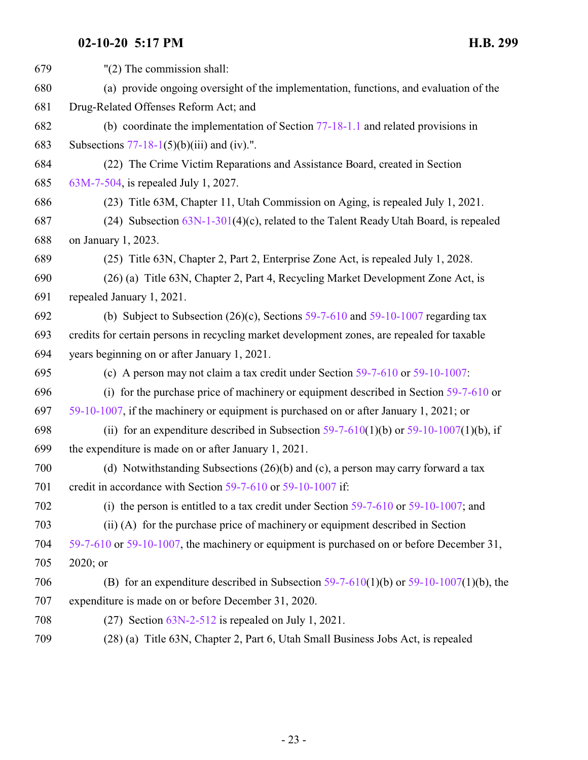"(2) The commission shall:

(a) provide ongoing oversight of the implementation, functions, and evaluation of the Drug-Related Offenses Reform Act; and

(b) coordinate the implementation of Section 77-18-1.1 and related provisions in Subsections 77-18-1(5)(b)(iii) and (iv).".

(22) The Crime Victim Reparations and Assistance Board, created in Section 63M-7-504, is repealed July 1, 2027.

(23) Title 63M, Chapter 11, Utah Commission on Aging, is repealed July 1, 2021.

(24) Subsection 63N-1-301(4)(c), related to the Talent Ready Utah Board, is repealed on January 1, 2023.

(25) Title 63N, Chapter 2, Part 2, Enterprise Zone Act, is repealed July 1, 2028.

(26) (a) Title 63N, Chapter 2, Part 4, Recycling Market Development Zone Act, is repealed January 1, 2021.

(b) Subject to Subsection (26)(c), Sections 59-7-610 and 59-10-1007 regarding tax credits for certain persons in recycling market development zones, are repealed for taxable years beginning on or after January 1, 2021.

(c) A person may not claim a tax credit under Section 59-7-610 or 59-10-1007:

(i) for the purchase price of machinery or equipment described in Section 59-7-610 or 59-10-1007, if the machinery or equipment is purchased on or after January 1, 2021; or

(ii) for an expenditure described in Subsection 59-7-610(1)(b) or 59-10-1007(1)(b), if the expenditure is made on or after January 1, 2021.

(d) Notwithstanding Subsections (26)(b) and (c), a person may carry forward a tax credit in accordance with Section 59-7-610 or 59-10-1007 if:

(i) the person is entitled to a tax credit under Section 59-7-610 or 59-10-1007; and

(ii) (A) for the purchase price of machinery or equipment described in Section 59-7-610 or 59-10-1007, the machinery or equipment is purchased on or before December 31, 2020; or

(B) for an expenditure described in Subsection 59-7-610(1)(b) or 59-10-1007(1)(b), the expenditure is made on or before December 31, 2020.

(27) Section 63N-2-512 is repealed on July 1, 2021.

(28) (a) Title 63N, Chapter 2, Part 6, Utah Small Business Jobs Act, is repealed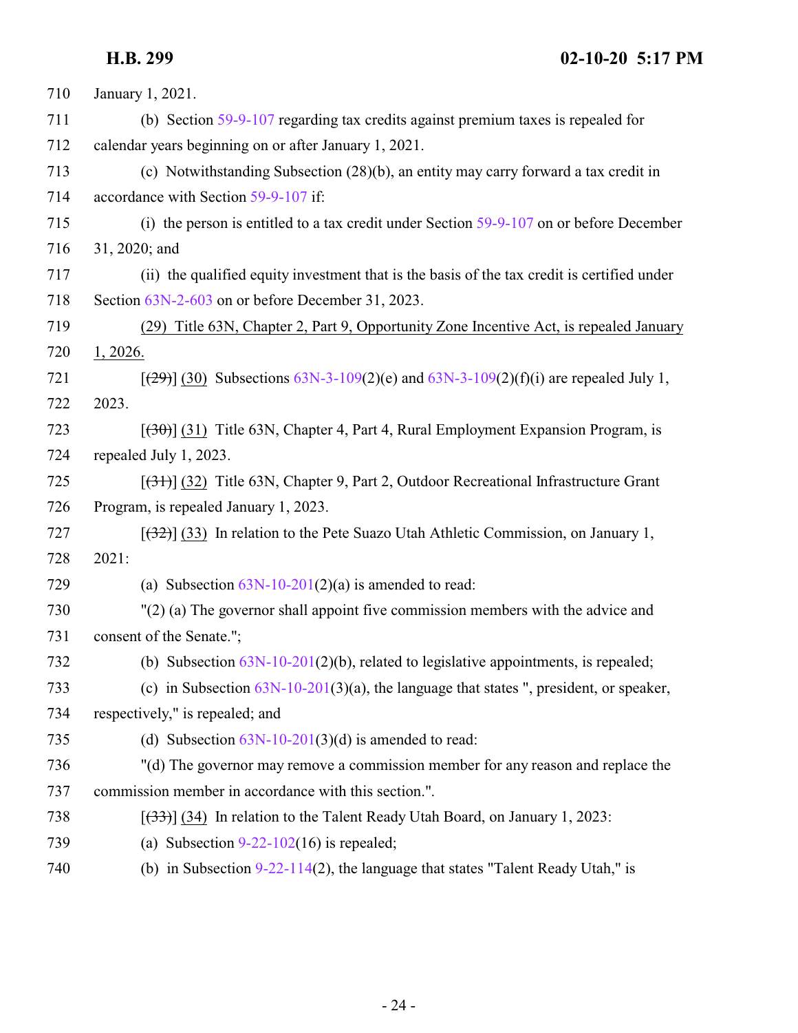January 1, 2021.

(b) Section 59-9-107 regarding tax credits against premium taxes is repealed for calendar years beginning on or after January 1, 2021.

(c) Notwithstanding Subsection (28)(b), an entity may carry forward a tax credit in accordance with Section 59-9-107 if:

(i) the person is entitled to a tax credit under Section 59-9-107 on or before December 31, 2020; and

(ii) the qualified equity investment that is the basis of the tax credit is certified under Section 63N-2-603 on or before December 31, 2023.

(29) Title 63N, Chapter 2, Part 9, Opportunity Zone Incentive Act, is repealed January 1, 2026.

[(29)] (30) Subsections 63N-3-109(2)(e) and 63N-3-109(2)(f)(i) are repealed July 1, 2023.

[(30)] (31) Title 63N, Chapter 4, Part 4, Rural Employment Expansion Program, is repealed July 1, 2023.

[(31)] (32) Title 63N, Chapter 9, Part 2, Outdoor Recreational Infrastructure Grant Program, is repealed January 1, 2023.

[(32)] (33) In relation to the Pete Suazo Utah Athletic Commission, on January 1, 2021:

(a) Subsection 63N-10-201(2)(a) is amended to read:

"(2) (a) The governor shall appoint five commission members with the advice and consent of the Senate.";

(b) Subsection 63N-10-201(2)(b), related to legislative appointments, is repealed;

(c) in Subsection 63N-10-201(3)(a), the language that states ", president, or speaker, respectively," is repealed; and

(d) Subsection 63N-10-201(3)(d) is amended to read:

"(d) The governor may remove a commission member for any reason and replace the commission member in accordance with this section.".

[(33)] (34) In relation to the Talent Ready Utah Board, on January 1, 2023:

(a) Subsection 9-22-102(16) is repealed;

(b) in Subsection 9-22-114(2), the language that states "Talent Ready Utah," is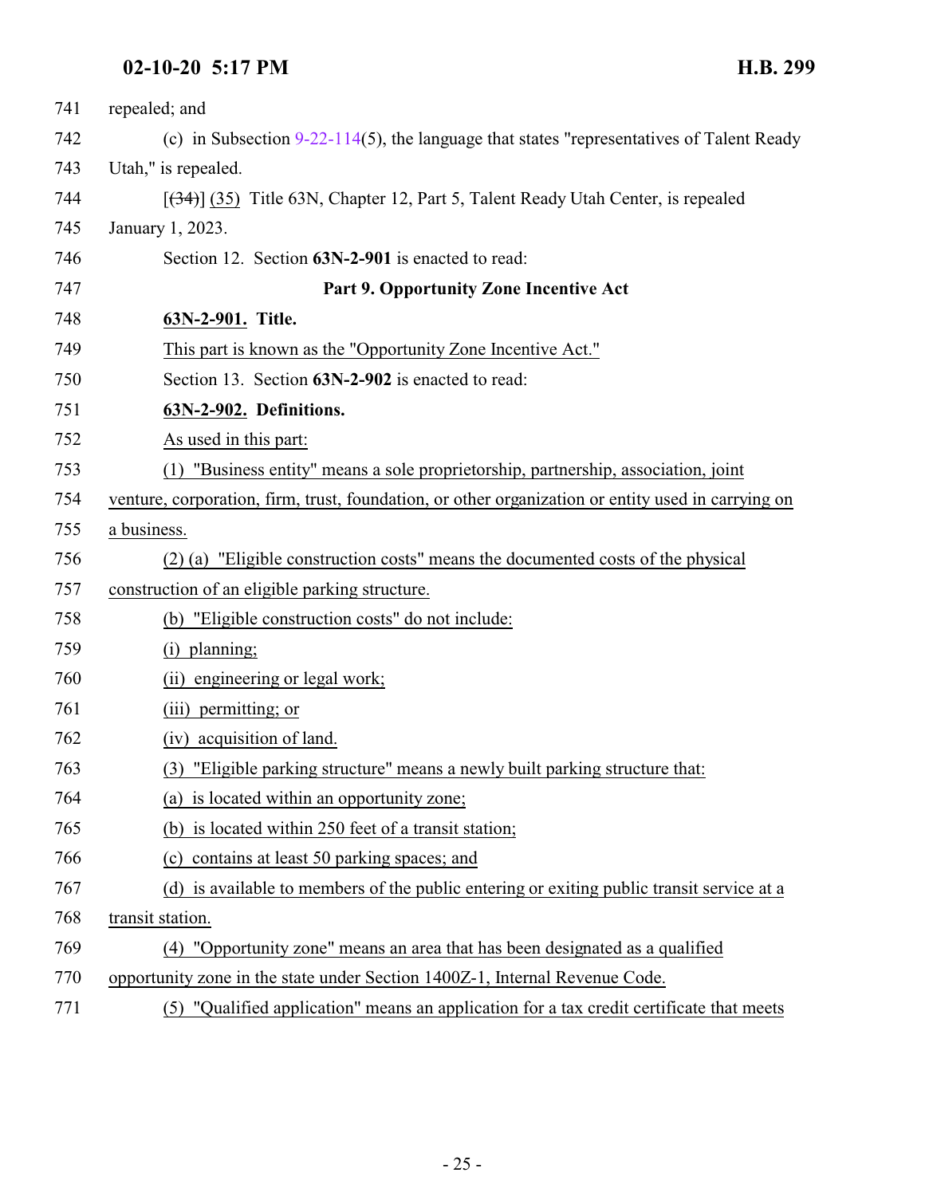repealed; and

(c) in Subsection 9-22-114(5), the language that states "representatives of Talent Ready Utah," is repealed.

[~~(34)~~] (35) Title 63N, Chapter 12, Part 5, Talent Ready Utah Center, is repealed January 1, 2023.

Section 12. Section **63N-2-901** is enacted to read:

**Part 9. Opportunity Zone Incentive Act**

**63N-2-901. Title.**

This part is known as the "Opportunity Zone Incentive Act."

Section 13. Section **63N-2-902** is enacted to read:

**63N-2-902. Definitions.**

As used in this part:

(1) "Business entity" means a sole proprietorship, partnership, association, joint venture, corporation, firm, trust, foundation, or other organization or entity used in carrying on a business.

(2) (a) "Eligible construction costs" means the documented costs of the physical construction of an eligible parking structure.

(b) "Eligible construction costs" do not include:

(i) planning;

(ii) engineering or legal work;

(iii) permitting; or

(iv) acquisition of land.

(3) "Eligible parking structure" means a newly built parking structure that:

(a) is located within an opportunity zone;

(b) is located within 250 feet of a transit station;

(c) contains at least 50 parking spaces; and

(d) is available to members of the public entering or exiting public transit service at a transit station.

(4) "Opportunity zone" means an area that has been designated as a qualified opportunity zone in the state under Section 1400Z-1, Internal Revenue Code.

(5) "Qualified application" means an application for a tax credit certificate that meets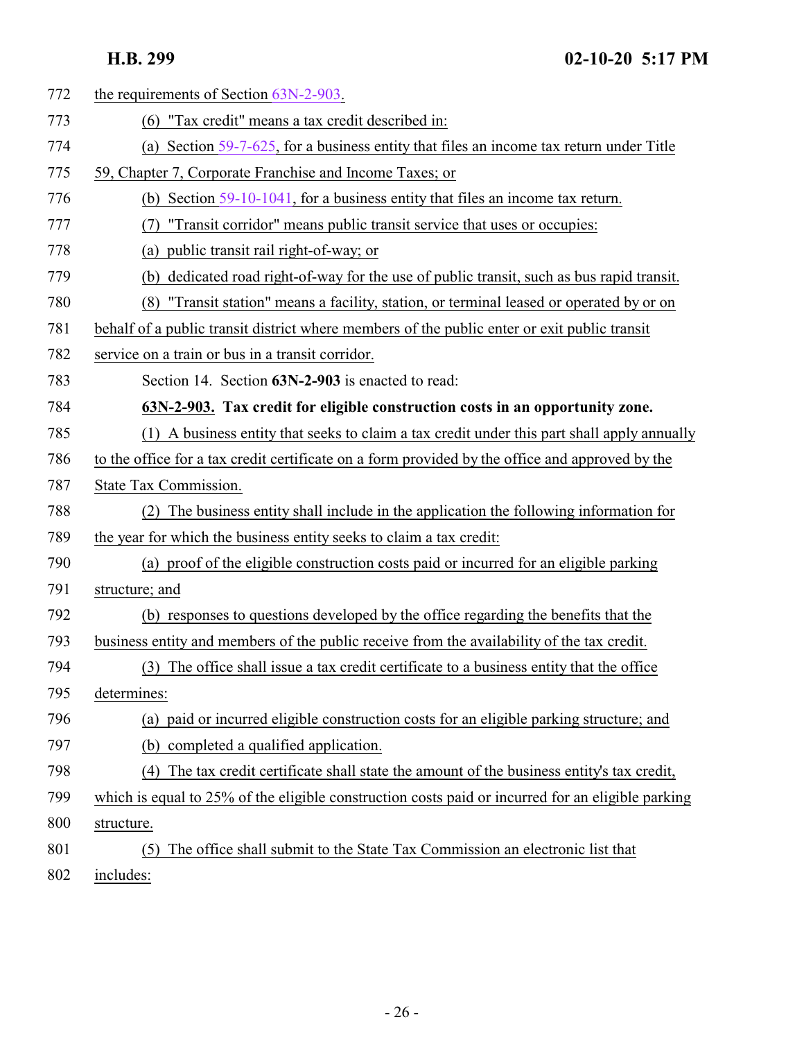the requirements of Section 63N-2-903.

(6) "Tax credit" means a tax credit described in:

(a) Section 59-7-625, for a business entity that files an income tax return under Title 59, Chapter 7, Corporate Franchise and Income Taxes; or

(b) Section 59-10-1041, for a business entity that files an income tax return.

(7) "Transit corridor" means public transit service that uses or occupies:

(a) public transit rail right-of-way; or

(b) dedicated road right-of-way for the use of public transit, such as bus rapid transit.

(8) "Transit station" means a facility, station, or terminal leased or operated by or on behalf of a public transit district where members of the public enter or exit public transit service on a train or bus in a transit corridor.

Section 14. Section **63N-2-903** is enacted to read:

**63N-2-903. Tax credit for eligible construction costs in an opportunity zone.**

(1) A business entity that seeks to claim a tax credit under this part shall apply annually to the office for a tax credit certificate on a form provided by the office and approved by the State Tax Commission.

(2) The business entity shall include in the application the following information for the year for which the business entity seeks to claim a tax credit:

(a) proof of the eligible construction costs paid or incurred for an eligible parking structure; and

(b) responses to questions developed by the office regarding the benefits that the business entity and members of the public receive from the availability of the tax credit.

(3) The office shall issue a tax credit certificate to a business entity that the office determines:

(a) paid or incurred eligible construction costs for an eligible parking structure; and

(b) completed a qualified application.

(4) The tax credit certificate shall state the amount of the business entity's tax credit, which is equal to 25% of the eligible construction costs paid or incurred for an eligible parking structure.

(5) The office shall submit to the State Tax Commission an electronic list that includes: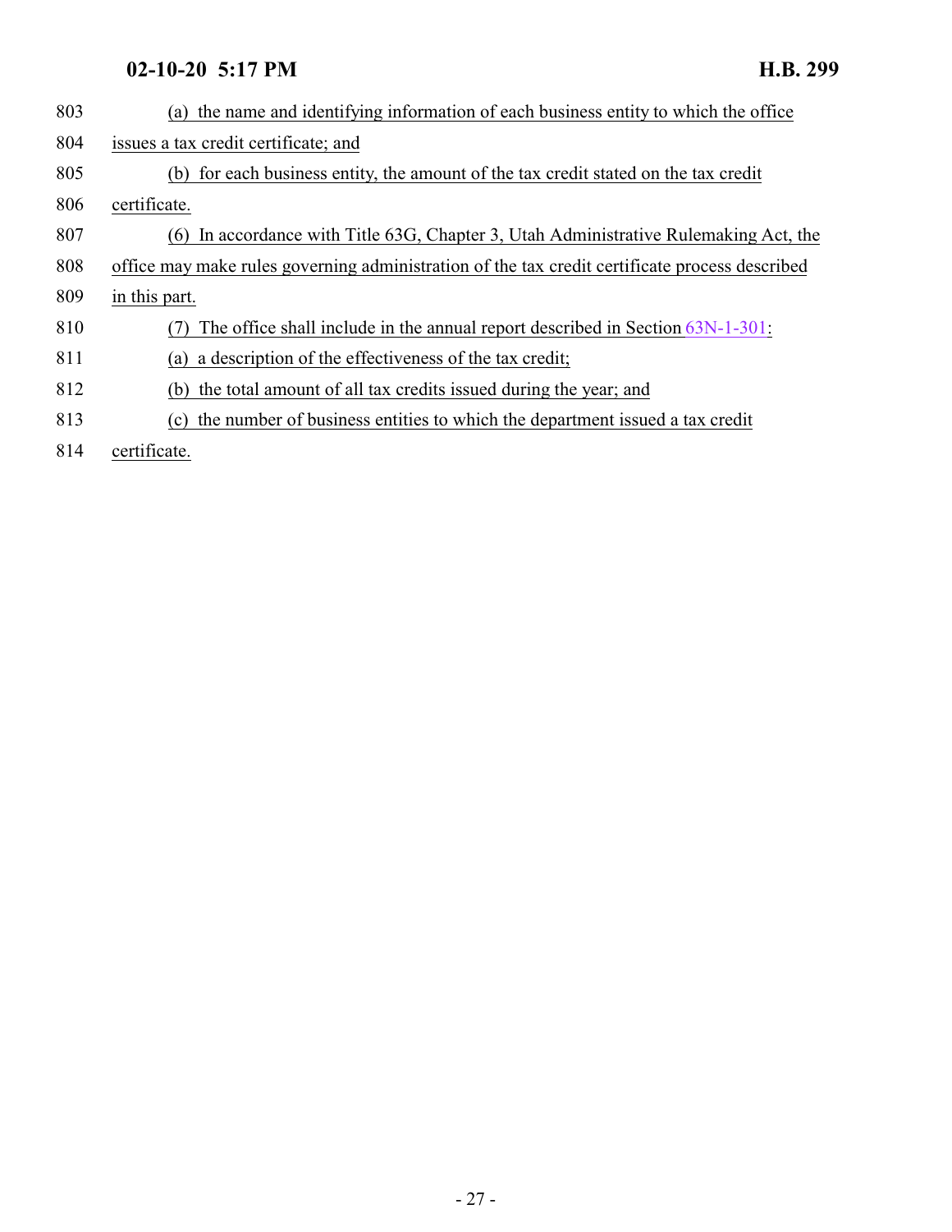(a) the name and identifying information of each business entity to which the office issues a tax credit certificate; and

(b) for each business entity, the amount of the tax credit stated on the tax credit certificate.

(6) In accordance with Title 63G, Chapter 3, Utah Administrative Rulemaking Act, the office may make rules governing administration of the tax credit certificate process described in this part.

(7) The office shall include in the annual report described in Section 63N-1-301:

(a) a description of the effectiveness of the tax credit;

(b) the total amount of all tax credits issued during the year; and

(c) the number of business entities to which the department issued a tax credit certificate.